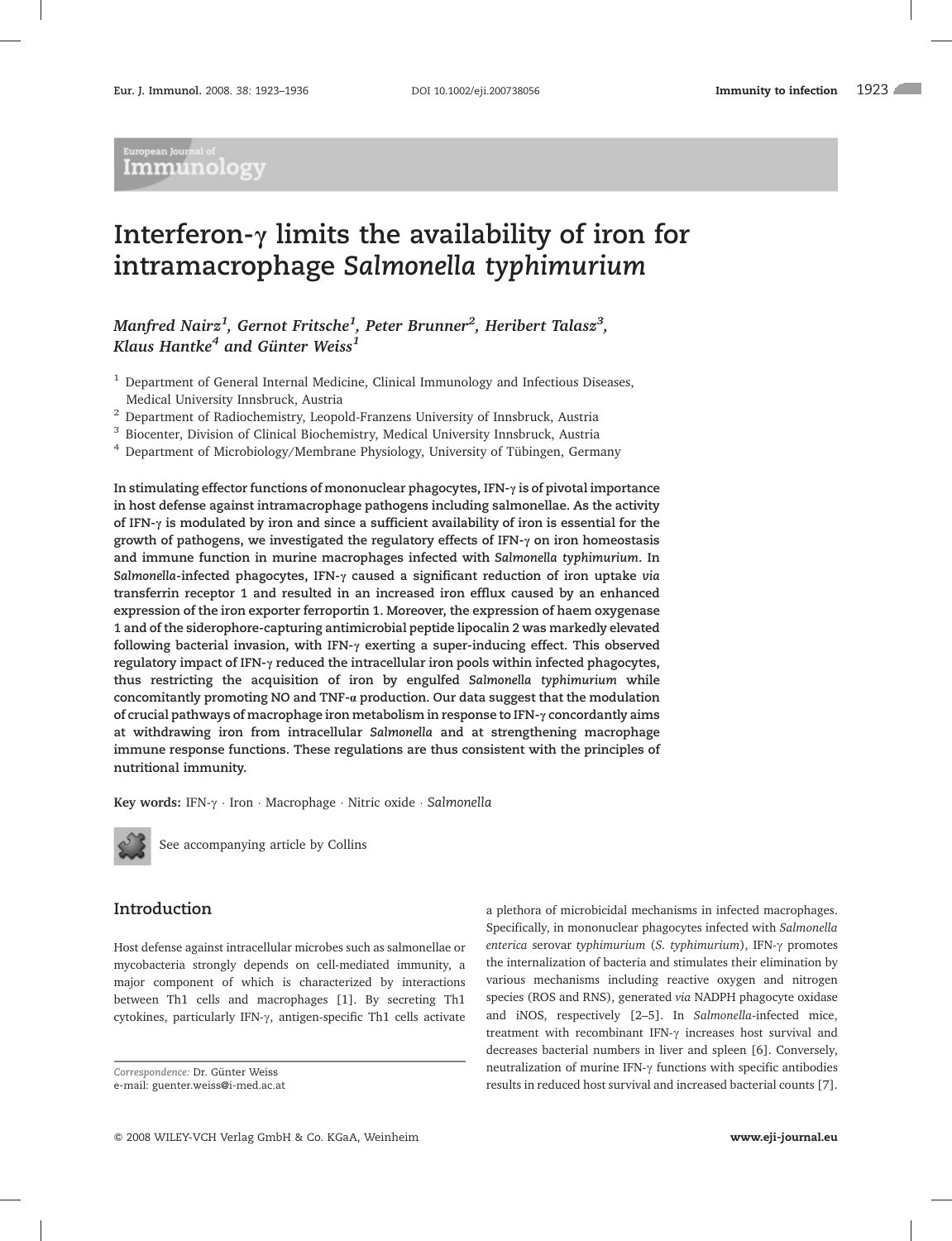# Interferon-γ limits the availability of iron for intramacrophage *Salmonella typhimurium*

*Manfred Nairz[1], Gernot Fritsche[1], Peter Brunner[2], Heribert Talasz[3], Klaus Hantke[4] and Günter Weiss[1]*

[1] Department of General Internal Medicine, Clinical Immunology and Infectious Diseases, Medical University Innsbruck, Austria

[2] Department of Radiochemistry, Leopold-Franzens University of Innsbruck, Austria

[3] Biocenter, Division of Clinical Biochemistry, Medical University Innsbruck, Austria

[4] Department of Microbiology/Membrane Physiology, University of Tübingen, Germany

**In stimulating effector functions of mononuclear phagocytes, IFN-γ is of pivotal importance in host defense against intramacrophage pathogens including salmonellae. As the activity of IFN-γ is modulated by iron and since a sufficient availability of iron is essential for the growth of pathogens, we investigated the regulatory effects of IFN-γ on iron homeostasis and immune function in murine macrophages infected with *Salmonella typhimurium*. In *Salmonella*-infected phagocytes, IFN-γ caused a significant reduction of iron uptake *via* transferrin receptor 1 and resulted in an increased iron efflux caused by an enhanced expression of the iron exporter ferroportin 1. Moreover, the expression of haem oxygenase 1 and of the siderophore-capturing antimicrobial peptide lipocalin 2 was markedly elevated following bacterial invasion, with IFN-γ exerting a super-inducing effect. This observed regulatory impact of IFN-γ reduced the intracellular iron pools within infected phagocytes, thus restricting the acquisition of iron by engulfed *Salmonella typhimurium* while concomitantly promoting NO and TNF-α production. Our data suggest that the modulation of crucial pathways of macrophage iron metabolism in response to IFN-γ concordantly aims at withdrawing iron from intracellular *Salmonella* and at strengthening macrophage immune response functions. These regulations are thus consistent with the principles of nutritional immunity.**

**Key words:** IFN-γ · Iron · Macrophage · Nitric oxide · *Salmonella*

See accompanying article by Collins

## Introduction

Host defense against intracellular microbes such as salmonellae or mycobacteria strongly depends on cell-mediated immunity, a major component of which is characterized by interactions between Th1 cells and macrophages [1]. By secreting Th1 cytokines, particularly IFN-γ, antigen-specific Th1 cells activate a plethora of microbicidal mechanisms in infected macrophages. Specifically, in mononuclear phagocytes infected with *Salmonella enterica* serovar *typhimurium* (*S. typhimurium*), IFN-γ promotes the internalization of bacteria and stimulates their elimination by various mechanisms including reactive oxygen and nitrogen species (ROS and RNS), generated *via* NADPH phagocyte oxidase and iNOS, respectively [2–5]. In *Salmonella*-infected mice, treatment with recombinant IFN-γ increases host survival and decreases bacterial numbers in liver and spleen [6]. Conversely, neutralization of murine IFN-γ functions with specific antibodies results in reduced host survival and increased bacterial counts [7].

*Correspondence:* Dr. Günter Weiss
e-mail: guenter.weiss@i-med.ac.at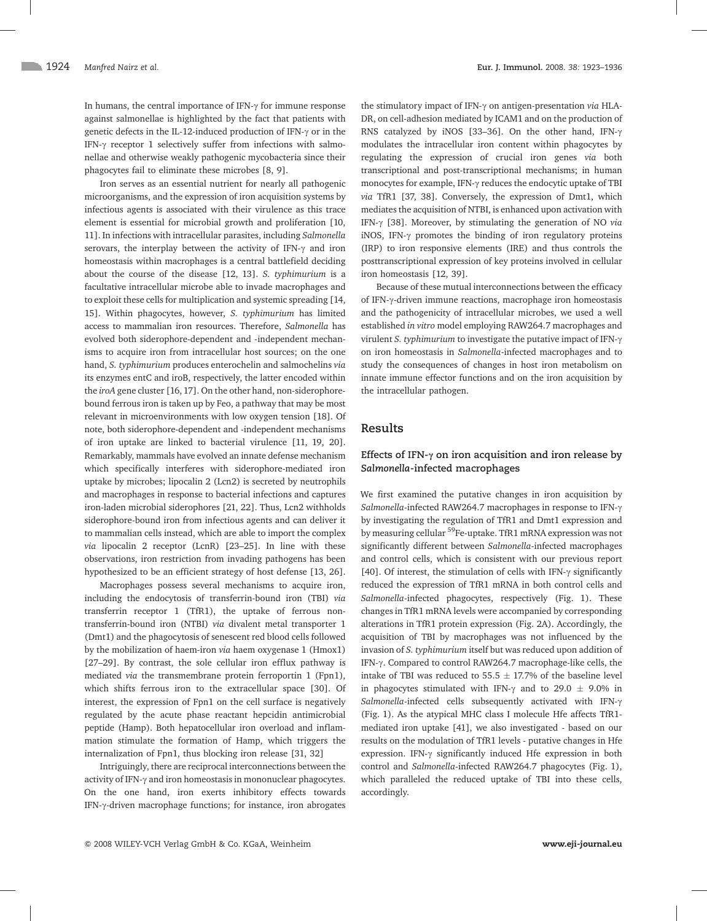In humans, the central importance of IFN-γ for immune response against salmonellae is highlighted by the fact that patients with genetic defects in the IL-12-induced production of IFN-γ or in the IFN-γ receptor 1 selectively suffer from infections with salmonellae and otherwise weakly pathogenic mycobacteria since their phagocytes fail to eliminate these microbes [8, 9].

Iron serves as an essential nutrient for nearly all pathogenic microorganisms, and the expression of iron acquisition systems by infectious agents is associated with their virulence as this trace element is essential for microbial growth and proliferation [10, 11]. In infections with intracellular parasites, including *Salmonella* serovars, the interplay between the activity of IFN-γ and iron homeostasis within macrophages is a central battlefield deciding about the course of the disease [12, 13]. *S. typhimurium* is a facultative intracellular microbe able to invade macrophages and to exploit these cells for multiplication and systemic spreading [14, 15]. Within phagocytes, however, *S. typhimurium* has limited access to mammalian iron resources. Therefore, *Salmonella* has evolved both siderophore-dependent and -independent mechanisms to acquire iron from intracellular host sources; on the one hand, *S. typhimurium* produces enterochelin and salmochelins *via* its enzymes entC and iroB, respectively, the latter encoded within the *iroA* gene cluster [16, 17]. On the other hand, non-siderophore-bound ferrous iron is taken up by Feo, a pathway that may be most relevant in microenvironments with low oxygen tension [18]. Of note, both siderophore-dependent and -independent mechanisms of iron uptake are linked to bacterial virulence [11, 19, 20]. Remarkably, mammals have evolved an innate defense mechanism which specifically interferes with siderophore-mediated iron uptake by microbes; lipocalin 2 (Lcn2) is secreted by neutrophils and macrophages in response to bacterial infections and captures iron-laden microbial siderophores [21, 22]. Thus, Lcn2 withholds siderophore-bound iron from infectious agents and can deliver it to mammalian cells instead, which are able to import the complex *via* lipocalin 2 receptor (LcnR) [23–25]. In line with these observations, iron restriction from invading pathogens has been hypothesized to be an efficient strategy of host defense [13, 26].

Macrophages possess several mechanisms to acquire iron, including the endocytosis of transferrin-bound iron (TBI) *via* transferrin receptor 1 (TfR1), the uptake of ferrous non-transferrin-bound iron (NTBI) *via* divalent metal transporter 1 (Dmt1) and the phagocytosis of senescent red blood cells followed by the mobilization of haem-iron *via* haem oxygenase 1 (Hmox1) [27–29]. By contrast, the sole cellular iron efflux pathway is mediated *via* the transmembrane protein ferroportin 1 (Fpn1), which shifts ferrous iron to the extracellular space [30]. Of interest, the expression of Fpn1 on the cell surface is negatively regulated by the acute phase reactant hepcidin antimicrobial peptide (Hamp). Both hepatocellular iron overload and inflammation stimulate the formation of Hamp, which triggers the internalization of Fpn1, thus blocking iron release [31, 32]

Intriguingly, there are reciprocal interconnections between the activity of IFN-γ and iron homeostasis in mononuclear phagocytes. On the one hand, iron exerts inhibitory effects towards IFN-γ-driven macrophage functions; for instance, iron abrogates the stimulatory impact of IFN-γ on antigen-presentation *via* HLA-DR, on cell-adhesion mediated by ICAM1 and on the production of RNS catalyzed by iNOS [33–36]. On the other hand, IFN-γ modulates the intracellular iron content within phagocytes by regulating the expression of crucial iron genes *via* both transcriptional and post-transcriptional mechanisms; in human monocytes for example, IFN-γ reduces the endocytic uptake of TBI *via* TfR1 [37, 38]. Conversely, the expression of Dmt1, which mediates the acquisition of NTBI, is enhanced upon activation with IFN-γ [38]. Moreover, by stimulating the generation of NO *via* iNOS, IFN-γ promotes the binding of iron regulatory proteins (IRP) to iron responsive elements (IRE) and thus controls the posttranscriptional expression of key proteins involved in cellular iron homeostasis [12, 39].

Because of these mutual interconnections between the efficacy of IFN-γ-driven immune reactions, macrophage iron homeostasis and the pathogenicity of intracellular microbes, we used a well established *in vitro* model employing RAW264.7 macrophages and virulent *S. typhimurium* to investigate the putative impact of IFN-γ on iron homeostasis in *Salmonella*-infected macrophages and to study the consequences of changes in host iron metabolism on innate immune effector functions and on the iron acquisition by the intracellular pathogen.

## Results

### Effects of IFN-γ on iron acquisition and iron release by *Salmonella*-infected macrophages

We first examined the putative changes in iron acquisition by *Salmonella*-infected RAW264.7 macrophages in response to IFN-γ by investigating the regulation of TfR1 and Dmt1 expression and by measuring cellular $^{59}$Fe-uptake. TfR1 mRNA expression was not significantly different between *Salmonella*-infected macrophages and control cells, which is consistent with our previous report [40]. Of interest, the stimulation of cells with IFN-γ significantly reduced the expression of TfR1 mRNA in both control cells and *Salmonella*-infected phagocytes, respectively (Fig. 1). These changes in TfR1 mRNA levels were accompanied by corresponding alterations in TfR1 protein expression (Fig. 2A). Accordingly, the acquisition of TBI by macrophages was not influenced by the invasion of *S. typhimurium* itself but was reduced upon addition of IFN-γ. Compared to control RAW264.7 macrophage-like cells, the intake of TBI was reduced to 55.5 ± 17.7% of the baseline level in phagocytes stimulated with IFN-γ and to 29.0 ± 9.0% in *Salmonella*-infected cells subsequently activated with IFN-γ (Fig. 1). As the atypical MHC class I molecule Hfe affects TfR1-mediated iron uptake [41], we also investigated - based on our results on the modulation of TfR1 levels - putative changes in Hfe expression. IFN-γ significantly induced Hfe expression in both control and *Salmonella*-infected RAW264.7 phagocytes (Fig. 1), which paralleled the reduced uptake of TBI into these cells, accordingly.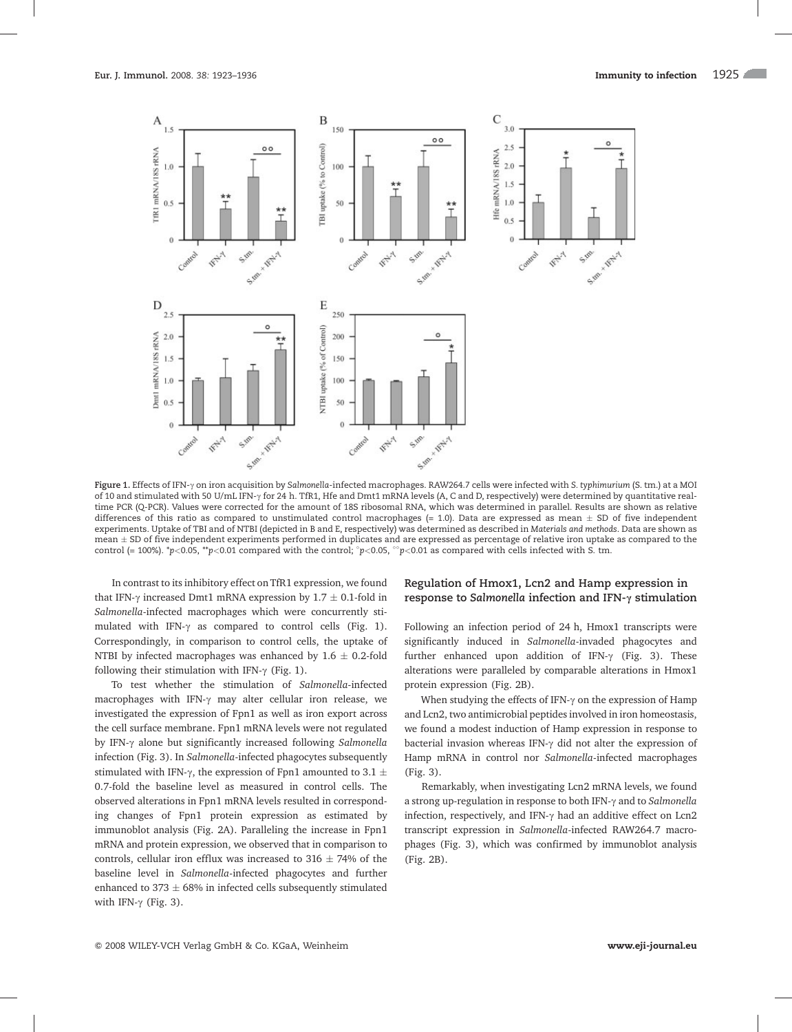Figure 1. Effects of IFN-γ on iron acquisition by *Salmonella*-infected macrophages. RAW264.7 cells were infected with *S. typhimurium* (S. tm.) at a MOI of 10 and stimulated with 50 U/mL IFN-γ for 24 h. TfR1, Hfe and Dmt1 mRNA levels (A, C and D, respectively) were determined by quantitative real-time PCR (Q-PCR). Values were corrected for the amount of 18S ribosomal RNA, which was determined in parallel. Results are shown as relative differences of this ratio as compared to unstimulated control macrophages (= 1.0). Data are expressed as mean ± SD of five independent experiments. Uptake of TBI and of NTBI (depicted in B and E, respectively) was determined as described in *Materials and methods*. Data are shown as mean ± SD of five independent experiments performed in duplicates and are expressed as percentage of relative iron uptake as compared to the control (= 100%). \*$p<0.05$, \*\*$p<0.01$ compared with the control; °$p<0.05$, °°$p<0.01$ as compared with cells infected with S. tm.

In contrast to its inhibitory effect on TfR1 expression, we found that IFN-γ increased Dmt1 mRNA expression by 1.7 ± 0.1-fold in *Salmonella*-infected macrophages which were concurrently stimulated with IFN-γ as compared to control cells (Fig. 1). Correspondingly, in comparison to control cells, the uptake of NTBI by infected macrophages was enhanced by 1.6 ± 0.2-fold following their stimulation with IFN-γ (Fig. 1).

To test whether the stimulation of *Salmonella*-infected macrophages with IFN-γ may alter cellular iron release, we investigated the expression of Fpn1 as well as iron export across the cell surface membrane. Fpn1 mRNA levels were not regulated by IFN-γ alone but significantly increased following *Salmonella* infection (Fig. 3). In *Salmonella*-infected phagocytes subsequently stimulated with IFN-γ, the expression of Fpn1 amounted to 3.1 ± 0.7-fold the baseline level as measured in control cells. The observed alterations in Fpn1 mRNA levels resulted in corresponding changes of Fpn1 protein expression as estimated by immunoblot analysis (Fig. 2A). Paralleling the increase in Fpn1 mRNA and protein expression, we observed that in comparison to controls, cellular iron efflux was increased to 316 ± 74% of the baseline level in *Salmonella*-infected phagocytes and further enhanced to 373 ± 68% in infected cells subsequently stimulated with IFN-γ (Fig. 3).

## Regulation of Hmox1, Lcn2 and Hamp expression in response to *Salmonella* infection and IFN-γ stimulation

Following an infection period of 24 h, Hmox1 transcripts were significantly induced in *Salmonella*-invaded phagocytes and further enhanced upon addition of IFN-γ (Fig. 3). These alterations were paralleled by comparable alterations in Hmox1 protein expression (Fig. 2B).

When studying the effects of IFN-γ on the expression of Hamp and Lcn2, two antimicrobial peptides involved in iron homeostasis, we found a modest induction of Hamp expression in response to bacterial invasion whereas IFN-γ did not alter the expression of Hamp mRNA in control nor *Salmonella*-infected macrophages (Fig. 3).

Remarkably, when investigating Lcn2 mRNA levels, we found a strong up-regulation in response to both IFN-γ and to *Salmonella* infection, respectively, and IFN-γ had an additive effect on Lcn2 transcript expression in *Salmonella*-infected RAW264.7 macrophages (Fig. 3), which was confirmed by immunoblot analysis (Fig. 2B).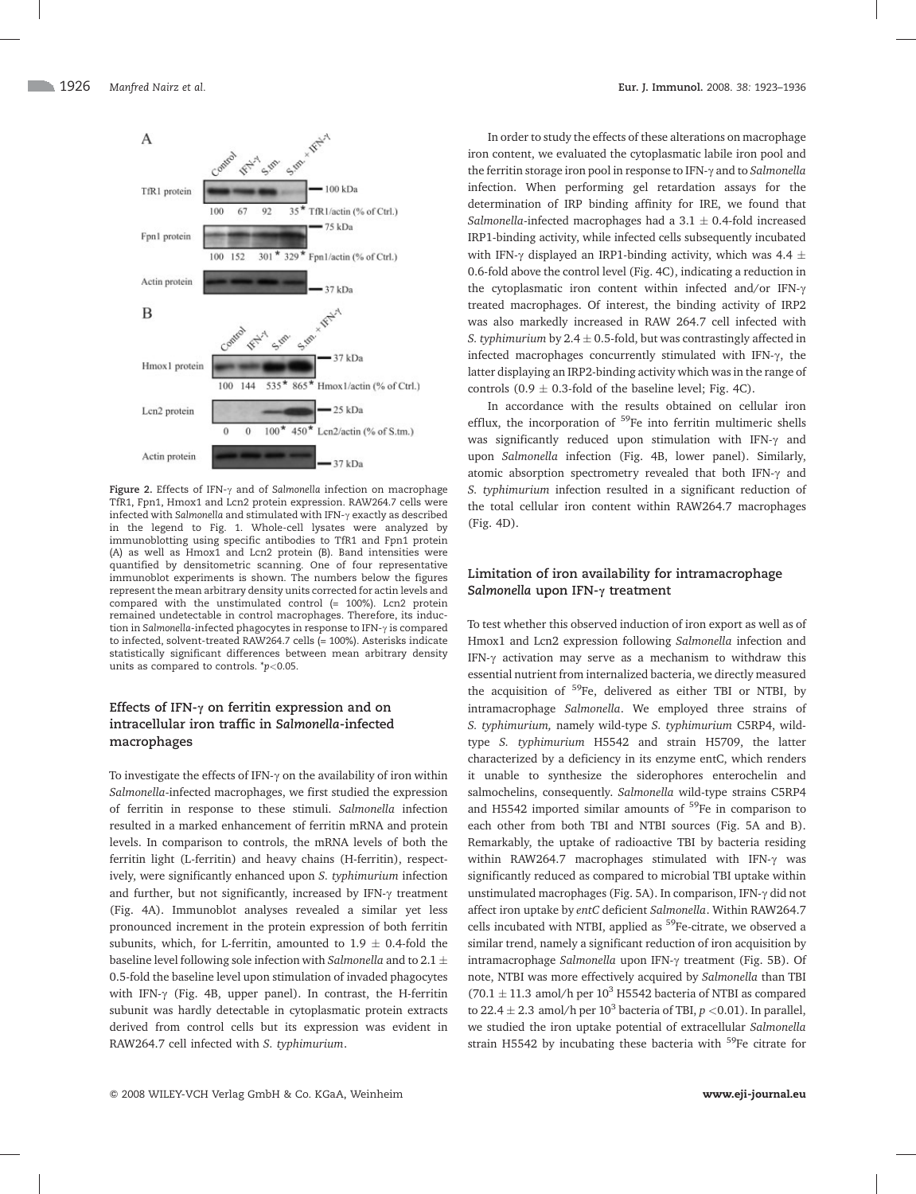**Figure 2.** Effects of IFN-γ and of *Salmonella* infection on macrophage TfR1, Fpn1, Hmox1 and Lcn2 protein expression. RAW264.7 cells were infected with *Salmonella* and stimulated with IFN-γ exactly as described in the legend to Fig. 1. Whole-cell lysates were analyzed by immunoblotting using specific antibodies to TfR1 and Fpn1 protein (A) as well as Hmox1 and Lcn2 protein (B). Band intensities were quantified by densitometric scanning. One of four representative immunoblot experiments is shown. The numbers below the figures represent the mean arbitrary density units corrected for actin levels and compared with the unstimulated control (= 100%). Lcn2 protein remained undetectable in control macrophages. Therefore, its induction in *Salmonella*-infected phagocytes in response to IFN-γ is compared to infected, solvent-treated RAW264.7 cells (= 100%). Asterisks indicate statistically significant differences between mean arbitrary density units as compared to controls. *$p<0.05$.

### Effects of IFN-γ on ferritin expression and on intracellular iron traffic in *Salmonella*-infected macrophages

To investigate the effects of IFN-γ on the availability of iron within *Salmonella*-infected macrophages, we first studied the expression of ferritin in response to these stimuli. *Salmonella* infection resulted in a marked enhancement of ferritin mRNA and protein levels. In comparison to controls, the mRNA levels of both the ferritin light (L-ferritin) and heavy chains (H-ferritin), respectively, were significantly enhanced upon *S. typhimurium* infection and further, but not significantly, increased by IFN-γ treatment (Fig. 4A). Immunoblot analyses revealed a similar yet less pronounced increment in the protein expression of both ferritin subunits, which, for L-ferritin, amounted to $1.9 \pm 0.4$-fold the baseline level following sole infection with *Salmonella* and to $2.1 \pm 0.5$-fold the baseline level upon stimulation of invaded phagocytes with IFN-γ (Fig. 4B, upper panel). In contrast, the H-ferritin subunit was hardly detectable in cytoplasmatic protein extracts derived from control cells but its expression was evident in RAW264.7 cell infected with *S. typhimurium*.

In order to study the effects of these alterations on macrophage iron content, we evaluated the cytoplasmatic labile iron pool and the ferritin storage iron pool in response to IFN-γ and to *Salmonella* infection. When performing gel retardation assays for the determination of IRP binding affinity for IRE, we found that *Salmonella*-infected macrophages had a $3.1 \pm 0.4$-fold increased IRP1-binding activity, while infected cells subsequently incubated with IFN-γ displayed an IRP1-binding activity, which was $4.4 \pm 0.6$-fold above the control level (Fig. 4C), indicating a reduction in the cytoplasmatic iron content within infected and/or IFN-γ treated macrophages. Of interest, the binding activity of IRP2 was also markedly increased in RAW 264.7 cell infected with *S. typhimurium* by $2.4 \pm 0.5$-fold, but was contrastingly affected in infected macrophages concurrently stimulated with IFN-γ, the latter displaying an IRP2-binding activity which was in the range of controls ($0.9 \pm 0.3$-fold of the baseline level; Fig. 4C).

In accordance with the results obtained on cellular iron efflux, the incorporation of $^{59}Fe$ into ferritin multimeric shells was significantly reduced upon stimulation with IFN-γ and upon *Salmonella* infection (Fig. 4B, lower panel). Similarly, atomic absorption spectrometry revealed that both IFN-γ and *S. typhimurium* infection resulted in a significant reduction of the total cellular iron content within RAW264.7 macrophages (Fig. 4D).

### Limitation of iron availability for intramacrophage *Salmonella* upon IFN-γ treatment

To test whether this observed induction of iron export as well as of Hmox1 and Lcn2 expression following *Salmonella* infection and IFN-γ activation may serve as a mechanism to withdraw this essential nutrient from internalized bacteria, we directly measured the acquisition of $^{59}Fe$, delivered as either TBI or NTBI, by intramacrophage *Salmonella*. We employed three strains of *S. typhimurium,* namely wild-type *S. typhimurium* C5RP4, wild-type *S. typhimurium* H5542 and strain H5709, the latter characterized by a deficiency in its enzyme entC, which renders it unable to synthesize the siderophores enterochelin and salmochelins, consequently. *Salmonella* wild-type strains C5RP4 and H5542 imported similar amounts of $^{59}Fe$ in comparison to each other from both TBI and NTBI sources (Fig. 5A and B). Remarkably, the uptake of radioactive TBI by bacteria residing within RAW264.7 macrophages stimulated with IFN-γ was significantly reduced as compared to microbial TBI uptake within unstimulated macrophages (Fig. 5A). In comparison, IFN-γ did not affect iron uptake by *entC* deficient *Salmonella*. Within RAW264.7 cells incubated with NTBI, applied as $^{59}Fe$-citrate, we observed a similar trend, namely a significant reduction of iron acquisition by intramacrophage *Salmonella* upon IFN-γ treatment (Fig. 5B). Of note, NTBI was more effectively acquired by *Salmonella* than TBI ($70.1 \pm 11.3$ amol/h per $10^3$ H5542 bacteria of NTBI as compared to $22.4 \pm 2.3$ amol/h per $10^3$ bacteria of TBI, $p<0.01$). In parallel, we studied the iron uptake potential of extracellular *Salmonella* strain H5542 by incubating these bacteria with $^{59}Fe$ citrate for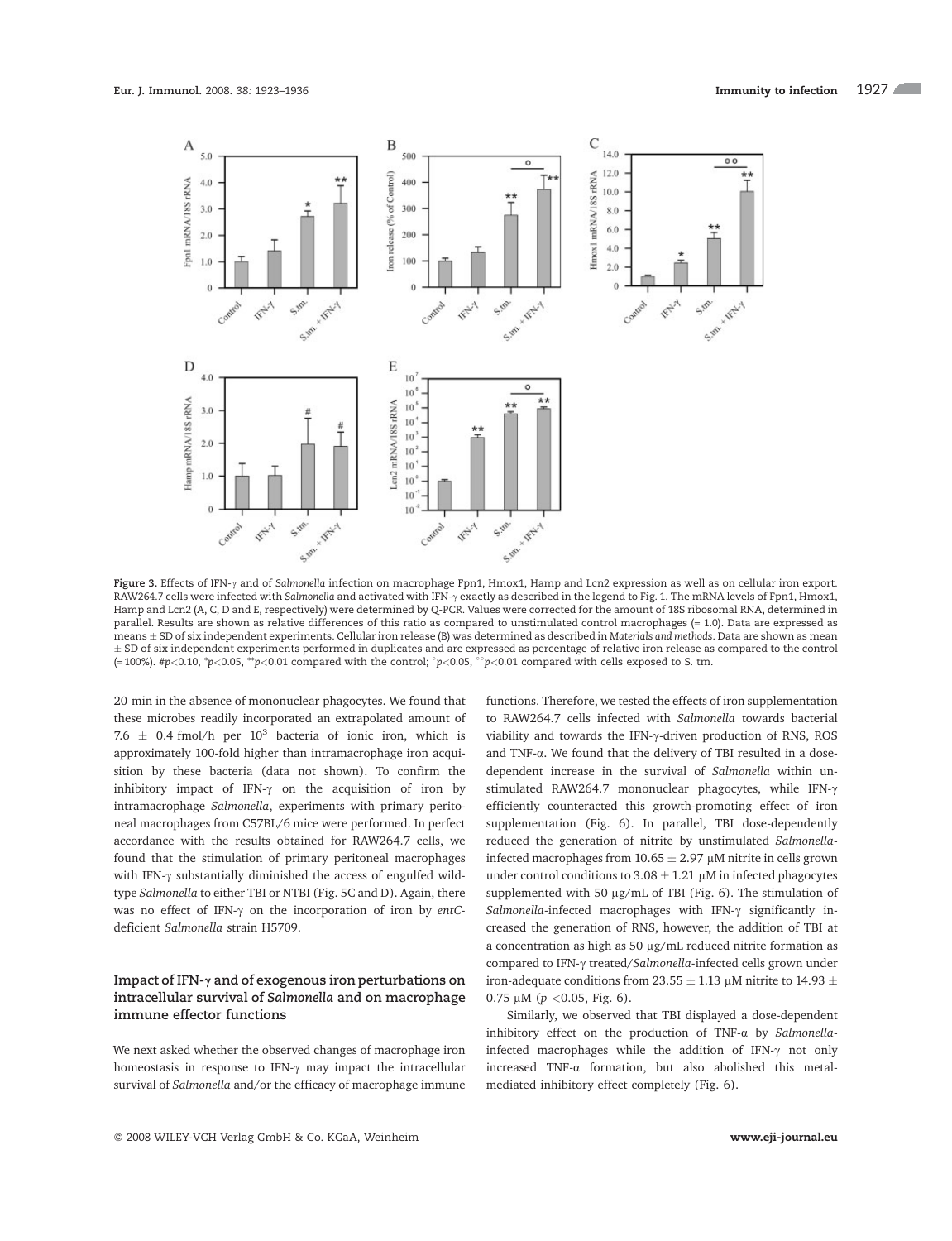**Figure 3.** Effects of IFN-γ and of *Salmonella* infection on macrophage Fpn1, Hmox1, Hamp and Lcn2 expression as well as on cellular iron export. RAW264.7 cells were infected with *Salmonella* and activated with IFN-γ exactly as described in the legend to Fig. 1. The mRNA levels of Fpn1, Hmox1, Hamp and Lcn2 (A, C, D and E, respectively) were determined by Q-PCR. Values were corrected for the amount of 18S ribosomal RNA, determined in parallel. Results are shown as relative differences of this ratio as compared to unstimulated control macrophages (= 1.0). Data are expressed as means ± SD of six independent experiments. Cellular iron release (B) was determined as described in *Materials and methods*. Data are shown as mean ± SD of six independent experiments performed in duplicates and are expressed as percentage of relative iron release as compared to the control (= 100%). #$p<0.10$, *$p<0.05$, **$p<0.01$ compared with the control; °$p<0.05$, °°$p<0.01$ compared with cells exposed to S. tm.

20 min in the absence of mononuclear phagocytes. We found that these microbes readily incorporated an extrapolated amount of $7.6 \pm 0.4$ fmol/h per $10^3$ bacteria of ionic iron, which is approximately 100-fold higher than intramacrophage iron acquisition by these bacteria (data not shown). To confirm the inhibitory impact of IFN-γ on the acquisition of iron by intramacrophage *Salmonella*, experiments with primary peritoneal macrophages from C57BL/6 mice were performed. In perfect accordance with the results obtained for RAW264.7 cells, we found that the stimulation of primary peritoneal macrophages with IFN-γ substantially diminished the access of engulfed wild-type *Salmonella* to either TBI or NTBI (Fig. 5C and D). Again, there was no effect of IFN-γ on the incorporation of iron by *entC*-deficient *Salmonella* strain H5709.

### Impact of IFN-γ and of exogenous iron perturbations on intracellular survival of *Salmonella* and on macrophage immune effector functions

We next asked whether the observed changes of macrophage iron homeostasis in response to IFN-γ may impact the intracellular survival of *Salmonella* and/or the efficacy of macrophage immune functions. Therefore, we tested the effects of iron supplementation to RAW264.7 cells infected with *Salmonella* towards bacterial viability and towards the IFN-γ-driven production of RNS, ROS and TNF-α. We found that the delivery of TBI resulted in a dose-dependent increase in the survival of *Salmonella* within unstimulated RAW264.7 mononuclear phagocytes, while IFN-γ efficiently counteracted this growth-promoting effect of iron supplementation (Fig. 6). In parallel, TBI dose-dependently reduced the generation of nitrite by unstimulated *Salmonella*-infected macrophages from $10.65 \pm 2.97$ μM nitrite in cells grown under control conditions to $3.08 \pm 1.21$ μM in infected phagocytes supplemented with 50 μg/mL of TBI (Fig. 6). The stimulation of *Salmonella*-infected macrophages with IFN-γ significantly increased the generation of RNS, however, the addition of TBI at a concentration as high as 50 μg/mL reduced nitrite formation as compared to IFN-γ treated/*Salmonella*-infected cells grown under iron-adequate conditions from $23.55 \pm 1.13$ μM nitrite to $14.93 \pm 0.75$ μM ($p<0.05$, Fig. 6).

Similarly, we observed that TBI displayed a dose-dependent inhibitory effect on the production of TNF-α by *Salmonella*-infected macrophages while the addition of IFN-γ not only increased TNF-α formation, but also abolished this metal-mediated inhibitory effect completely (Fig. 6).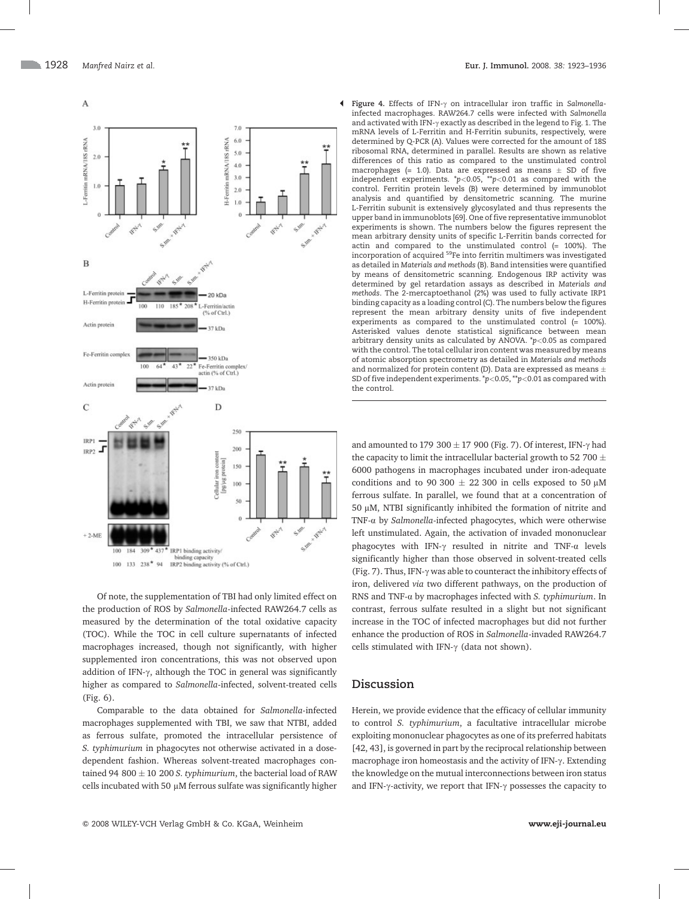**Figure 4.** Effects of IFN-γ on intracellular iron traffic in *Salmonella*-infected macrophages. RAW264.7 cells were infected with *Salmonella* and activated with IFN-γ exactly as described in the legend to Fig. 1. The mRNA levels of L-Ferritin and H-Ferritin subunits, respectively, were determined by Q-PCR (A). Values were corrected for the amount of 18S ribosomal RNA, determined in parallel. Results are shown as relative differences of this ratio as compared to the unstimulated control macrophages (= 1.0). Data are expressed as means ± SD of five independent experiments. \*$p<0.05$, \*\*$p<0.01$ as compared with the control. Ferritin protein levels (B) were determined by immunoblot analysis and quantified by densitometric scanning. The murine L-Ferritin subunit is extensively glycosylated and thus represents the upper band in immunoblots [69]. One of five representative immunoblot experiments is shown. The numbers below the figures represent the mean arbitrary density units of specific L-Ferritin bands corrected for actin and compared to the unstimulated control (= 100%). The incorporation of acquired $^{59}$Fe into ferritin multimers was investigated as detailed in *Materials and methods* (B). Band intensities were quantified by means of densitometric scanning. Endogenous IRP activity was determined by gel retardation assays as described in *Materials and methods*. The 2-mercaptoethanol (2%) was used to fully activate IRP1 binding capacity as a loading control (C). The numbers below the figures represent the mean arbitrary density units of five independent experiments as compared to the unstimulated control (= 100%). Asterisked values denote statistical significance between mean arbitrary density units as calculated by ANOVA. \*$p<0.05$ as compared with the control. The total cellular iron content was measured by means of atomic absorption spectrometry as detailed in *Materials and methods* and normalized for protein content (D). Data are expressed as means ± SD of five independent experiments. \*$p<0.05$, \*\*$p<0.01$ as compared with the control.

Of note, the supplementation of TBI had only limited effect on the production of ROS by *Salmonella*-infected RAW264.7 cells as measured by the determination of the total oxidative capacity (TOC). While the TOC in cell culture supernatants of infected macrophages increased, though not significantly, with higher supplemented iron concentrations, this was not observed upon addition of IFN-γ, although the TOC in general was significantly higher as compared to *Salmonella*-infected, solvent-treated cells (Fig. 6).

Comparable to the data obtained for *Salmonella*-infected macrophages supplemented with TBI, we saw that NTBI, added as ferrous sulfate, promoted the intracellular persistence of *S. typhimurium* in phagocytes not otherwise activated in a dose-dependent fashion. Whereas solvent-treated macrophages contained 94 800 ± 10 200 *S. typhimurium*, the bacterial load of RAW cells incubated with 50 μM ferrous sulfate was significantly higher and amounted to 179 300 ± 17 900 (Fig. 7). Of interest, IFN-γ had the capacity to limit the intracellular bacterial growth to 52 700 ± 6000 pathogens in macrophages incubated under iron-adequate conditions and to 90 300 ± 22 300 in cells exposed to 50 μM ferrous sulfate. In parallel, we found that at a concentration of 50 μM, NTBI significantly inhibited the formation of nitrite and TNF-α by *Salmonella*-infected phagocytes, which were otherwise left unstimulated. Again, the activation of invaded mononuclear phagocytes with IFN-γ resulted in nitrite and TNF-α levels significantly higher than those observed in solvent-treated cells (Fig. 7). Thus, IFN-γ was able to counteract the inhibitory effects of iron, delivered *via* two different pathways, on the production of RNS and TNF-α by macrophages infected with *S. typhimurium*. In contrast, ferrous sulfate resulted in a slight but not significant increase in the TOC of infected macrophages but did not further enhance the production of ROS in *Salmonella*-invaded RAW264.7 cells stimulated with IFN-γ (data not shown).

## Discussion

Herein, we provide evidence that the efficacy of cellular immunity to control *S. typhimurium*, a facultative intracellular microbe exploiting mononuclear phagocytes as one of its preferred habitats [42, 43], is governed in part by the reciprocal relationship between macrophage iron homeostasis and the activity of IFN-γ. Extending the knowledge on the mutual interconnections between iron status and IFN-γ-activity, we report that IFN-γ possesses the capacity to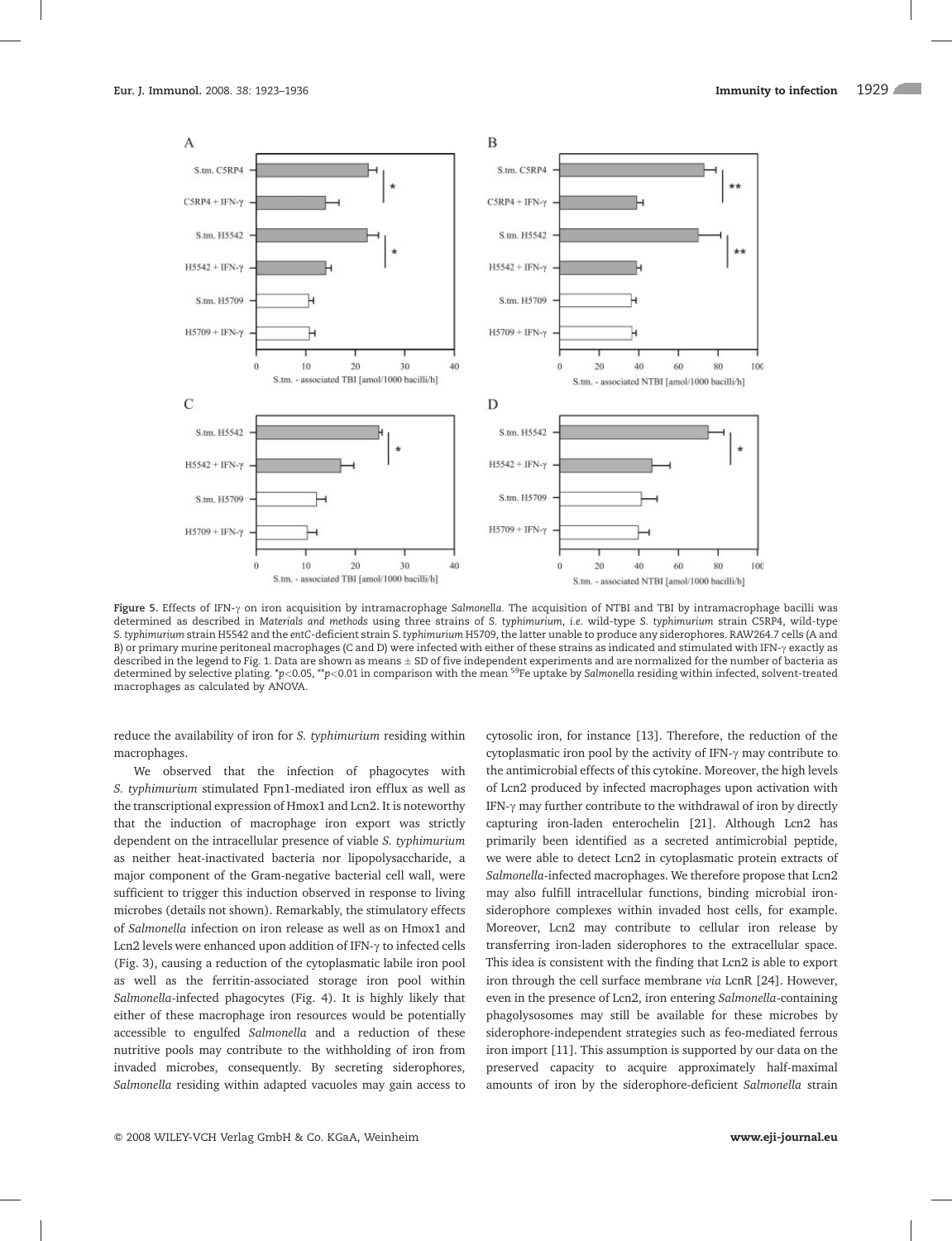Figure 5. Effects of IFN-γ on iron acquisition by intramacrophage *Salmonella*. The acquisition of NTBI and TBI by intramacrophage bacilli was determined as described in *Materials and methods* using three strains of *S. typhimurium*, *i.e.* wild-type *S. typhimurium* strain C5RP4, wild-type *S. typhimurium* strain H5542 and the *entC*-deficient strain *S. typhimurium* H5709, the latter unable to produce any siderophores. RAW264.7 cells (A and B) or primary murine peritoneal macrophages (C and D) were infected with either of these strains as indicated and stimulated with IFN-γ exactly as described in the legend to Fig. 1. Data are shown as means ± SD of five independent experiments and are normalized for the number of bacteria as determined by selective plating. \*$p<0.05$, \*\*$p<0.01$ in comparison with the mean $^{59}$Fe uptake by *Salmonella* residing within infected, solvent-treated macrophages as calculated by ANOVA.

reduce the availability of iron for *S. typhimurium* residing within macrophages.

We observed that the infection of phagocytes with *S. typhimurium* stimulated Fpn1-mediated iron efflux as well as the transcriptional expression of Hmox1 and Lcn2. It is noteworthy that the induction of macrophage iron export was strictly dependent on the intracellular presence of viable *S. typhimurium* as neither heat-inactivated bacteria nor lipopolysaccharide, a major component of the Gram-negative bacterial cell wall, were sufficient to trigger this induction observed in response to living microbes (details not shown). Remarkably, the stimulatory effects of *Salmonella* infection on iron release as well as on Hmox1 and Lcn2 levels were enhanced upon addition of IFN-γ to infected cells (Fig. 3), causing a reduction of the cytoplasmatic labile iron pool as well as the ferritin-associated storage iron pool within *Salmonella*-infected phagocytes (Fig. 4). It is highly likely that either of these macrophage iron resources would be potentially accessible to engulfed *Salmonella* and a reduction of these nutritive pools may contribute to the withholding of iron from invaded microbes, consequently. By secreting siderophores, *Salmonella* residing within adapted vacuoles may gain access to cytosolic iron, for instance [13]. Therefore, the reduction of the cytoplasmatic iron pool by the activity of IFN-γ may contribute to the antimicrobial effects of this cytokine. Moreover, the high levels of Lcn2 produced by infected macrophages upon activation with IFN-γ may further contribute to the withdrawal of iron by directly capturing iron-laden enterochelin [21]. Although Lcn2 has primarily been identified as a secreted antimicrobial peptide, we were able to detect Lcn2 in cytoplasmatic protein extracts of *Salmonella*-infected macrophages. We therefore propose that Lcn2 may also fulfill intracellular functions, binding microbial iron-siderophore complexes within invaded host cells, for example. Moreover, Lcn2 may contribute to cellular iron release by transferring iron-laden siderophores to the extracellular space. This idea is consistent with the finding that Lcn2 is able to export iron through the cell surface membrane *via* LcnR [24]. However, even in the presence of Lcn2, iron entering *Salmonella*-containing phagolysosomes may still be available for these microbes by siderophore-independent strategies such as feo-mediated ferrous iron import [11]. This assumption is supported by our data on the preserved capacity to acquire approximately half-maximal amounts of iron by the siderophore-deficient *Salmonella* strain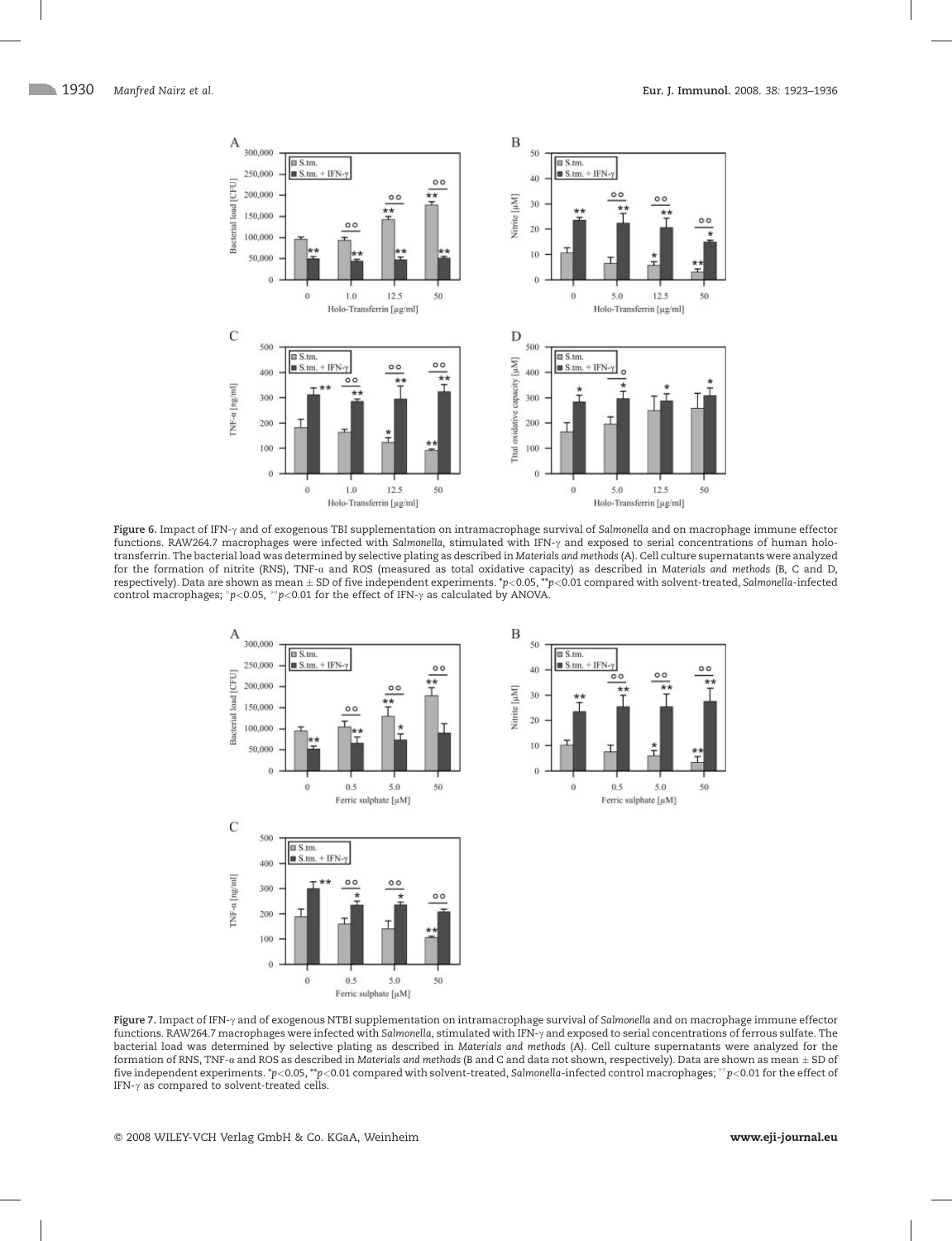**Figure 6.** Impact of IFN-γ and of exogenous TBI supplementation on intramacrophage survival of *Salmonella* and on macrophage immune effector functions. RAW264.7 macrophages were infected with *Salmonella*, stimulated with IFN-γ and exposed to serial concentrations of human holo-transferrin. The bacterial load was determined by selective plating as described in *Materials and methods* (A). Cell culture supernatants were analyzed for the formation of nitrite (RNS), TNF-α and ROS (measured as total oxidative capacity) as described in *Materials and methods* (B, C and D, respectively). Data are shown as mean ± SD of five independent experiments. *$p<0.05$, **$p<0.01$ compared with solvent-treated, *Salmonella*-infected control macrophages; °$p<0.05$, °°$p<0.01$ for the effect of IFN-γ as calculated by ANOVA.

**Figure 7.** Impact of IFN-γ and of exogenous NTBI supplementation on intramacrophage survival of *Salmonella* and on macrophage immune effector functions. RAW264.7 macrophages were infected with *Salmonella*, stimulated with IFN-γ and exposed to serial concentrations of ferrous sulfate. The bacterial load was determined by selective plating as described in *Materials and methods* (A). Cell culture supernatants were analyzed for the formation of RNS, TNF-α and ROS as described in *Materials and methods* (B and C and data not shown, respectively). Data are shown as mean ± SD of five independent experiments. *$p<0.05$, **$p<0.01$ compared with solvent-treated, *Salmonella*-infected control macrophages; °°$p<0.01$ for the effect of IFN-γ as compared to solvent-treated cells.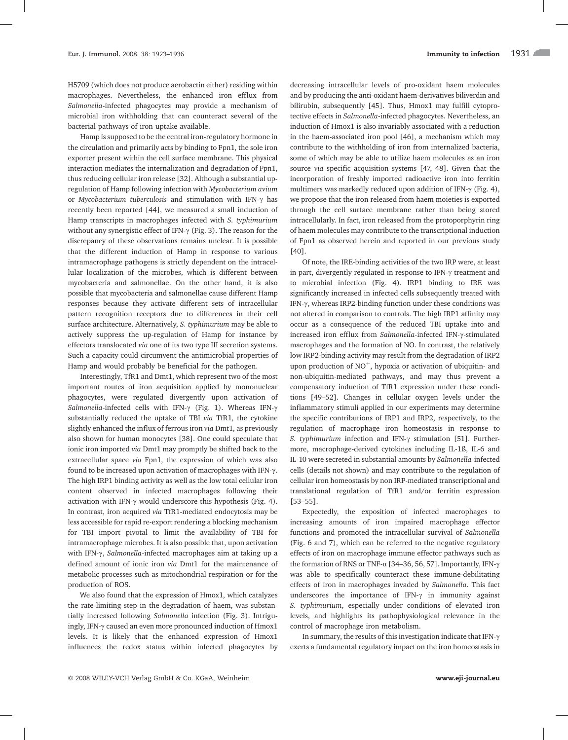H5709 (which does not produce aerobactin either) residing within macrophages. Nevertheless, the enhanced iron efflux from *Salmonella*-infected phagocytes may provide a mechanism of microbial iron withholding that can counteract several of the bacterial pathways of iron uptake available.

Hamp is supposed to be the central iron-regulatory hormone in the circulation and primarily acts by binding to Fpn1, the sole iron exporter present within the cell surface membrane. This physical interaction mediates the internalization and degradation of Fpn1, thus reducing cellular iron release [32]. Although a substantial up-regulation of Hamp following infection with *Mycobacterium avium* or *Mycobacterium tuberculosis* and stimulation with IFN-γ has recently been reported [44], we measured a small induction of Hamp transcripts in macrophages infected with *S. typhimurium* without any synergistic effect of IFN-γ (Fig. 3). The reason for the discrepancy of these observations remains unclear. It is possible that the different induction of Hamp in response to various intramacrophage pathogens is strictly dependent on the intracellular localization of the microbes, which is different between mycobacteria and salmonellae. On the other hand, it is also possible that mycobacteria and salmonellae cause different Hamp responses because they activate different sets of intracellular pattern recognition receptors due to differences in their cell surface architecture. Alternatively, *S. typhimurium* may be able to actively suppress the up-regulation of Hamp for instance by effectors translocated *via* one of its two type III secretion systems. Such a capacity could circumvent the antimicrobial properties of Hamp and would probably be beneficial for the pathogen.

Interestingly, TfR1 and Dmt1, which represent two of the most important routes of iron acquisition applied by mononuclear phagocytes, were regulated divergently upon activation of *Salmonella*-infected cells with IFN-γ (Fig. 1). Whereas IFN-γ substantially reduced the uptake of TBI *via* TfR1, the cytokine slightly enhanced the influx of ferrous iron *via* Dmt1, as previously also shown for human monocytes [38]. One could speculate that ionic iron imported *via* Dmt1 may promptly be shifted back to the extracellular space *via* Fpn1, the expression of which was also found to be increased upon activation of macrophages with IFN-γ. The high IRP1 binding activity as well as the low total cellular iron content observed in infected macrophages following their activation with IFN-γ would underscore this hypothesis (Fig. 4). In contrast, iron acquired *via* TfR1-mediated endocytosis may be less accessible for rapid re-export rendering a blocking mechanism for TBI import pivotal to limit the availability of TBI for intramacrophage microbes. It is also possible that, upon activation with IFN-γ, *Salmonella*-infected macrophages aim at taking up a defined amount of ionic iron *via* Dmt1 for the maintenance of metabolic processes such as mitochondrial respiration or for the production of ROS.

We also found that the expression of Hmox1, which catalyzes the rate-limiting step in the degradation of haem, was substantially increased following *Salmonella* infection (Fig. 3). Intriguingly, IFN-γ caused an even more pronounced induction of Hmox1 levels. It is likely that the enhanced expression of Hmox1 influences the redox status within infected phagocytes by decreasing intracellular levels of pro-oxidant haem molecules and by producing the anti-oxidant haem-derivatives biliverdin and bilirubin, subsequently [45]. Thus, Hmox1 may fulfill cytoprotective effects in *Salmonella*-infected phagocytes. Nevertheless, an induction of Hmox1 is also invariably associated with a reduction in the haem-associated iron pool [46], a mechanism which may contribute to the withholding of iron from internalized bacteria, some of which may be able to utilize haem molecules as an iron source *via* specific acquisition systems [47, 48]. Given that the incorporation of freshly imported radioactive iron into ferritin multimers was markedly reduced upon addition of IFN-γ (Fig. 4), we propose that the iron released from haem moieties is exported through the cell surface membrane rather than being stored intracellularly. In fact, iron released from the protoporphyrin ring of haem molecules may contribute to the transcriptional induction of Fpn1 as observed herein and reported in our previous study [40].

Of note, the IRE-binding activities of the two IRP were, at least in part, divergently regulated in response to IFN-γ treatment and to microbial infection (Fig. 4). IRP1 binding to IRE was significantly increased in infected cells subsequently treated with IFN-γ, whereas IRP2-binding function under these conditions was not altered in comparison to controls. The high IRP1 affinity may occur as a consequence of the reduced TBI uptake into and increased iron efflux from *Salmonella*-infected IFN-γ-stimulated macrophages and the formation of NO. In contrast, the relatively low IRP2-binding activity may result from the degradation of IRP2 upon production of $NO^{+}$, hypoxia or activation of ubiquitin- and non-ubiquitin-mediated pathways, and may thus prevent a compensatory induction of TfR1 expression under these conditions [49–52]. Changes in cellular oxygen levels under the inflammatory stimuli applied in our experiments may determine the specific contributions of IRP1 and IRP2, respectively, to the regulation of macrophage iron homeostasis in response to *S. typhimurium* infection and IFN-γ stimulation [51]. Furthermore, macrophage-derived cytokines including IL-1ß, IL-6 and IL-10 were secreted in substantial amounts by *Salmonella*-infected cells (details not shown) and may contribute to the regulation of cellular iron homeostasis by non IRP-mediated transcriptional and translational regulation of TfR1 and/or ferritin expression [53–55].

Expectedly, the exposition of infected macrophages to increasing amounts of iron impaired macrophage effector functions and promoted the intracellular survival of *Salmonella* (Fig. 6 and 7), which can be referred to the negative regulatory effects of iron on macrophage immune effector pathways such as the formation of RNS or TNF-α [34–36, 56, 57]. Importantly, IFN-γ was able to specifically counteract these immune-debilitating effects of iron in macrophages invaded by *Salmonella*. This fact underscores the importance of IFN-γ in immunity against *S. typhimurium*, especially under conditions of elevated iron levels, and highlights its pathophysiological relevance in the control of macrophage iron metabolism.

In summary, the results of this investigation indicate that IFN-γ exerts a fundamental regulatory impact on the iron homeostasis in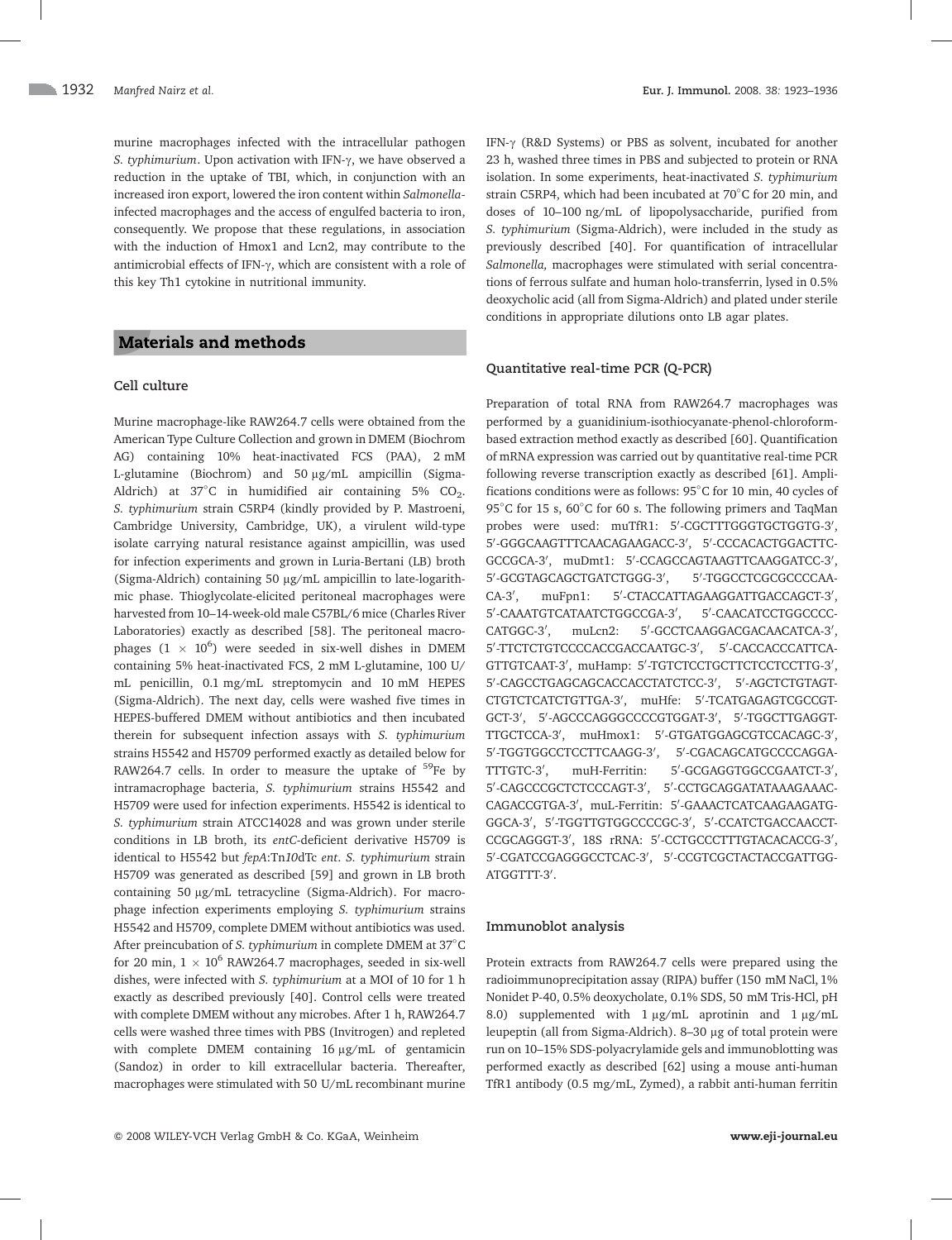murine macrophages infected with the intracellular pathogen *S. typhimurium*. Upon activation with IFN-γ, we have observed a reduction in the uptake of TBI, which, in conjunction with an increased iron export, lowered the iron content within *Salmonella*-infected macrophages and the access of engulfed bacteria to iron, consequently. We propose that these regulations, in association with the induction of Hmox1 and Lcn2, may contribute to the antimicrobial effects of IFN-γ, which are consistent with a role of this key Th1 cytokine in nutritional immunity.

## Materials and methods

### Cell culture

Murine macrophage-like RAW264.7 cells were obtained from the American Type Culture Collection and grown in DMEM (Biochrom AG) containing 10% heat-inactivated FCS (PAA), 2 mM L-glutamine (Biochrom) and 50 μg/mL ampicillin (Sigma-Aldrich) at 37°C in humidified air containing 5% $CO_2$. *S. typhimurium* strain C5RP4 (kindly provided by P. Mastroeni, Cambridge University, Cambridge, UK), a virulent wild-type isolate carrying natural resistance against ampicillin, was used for infection experiments and grown in Luria-Bertani (LB) broth (Sigma-Aldrich) containing 50 μg/mL ampicillin to late-logarithmic phase. Thioglycolate-elicited peritoneal macrophages were harvested from 10–14-week-old male C57BL/6 mice (Charles River Laboratories) exactly as described [58]. The peritoneal macrophages ($1 \times 10^6$) were seeded in six-well dishes in DMEM containing 5% heat-inactivated FCS, 2 mM L-glutamine, 100 U/mL penicillin, 0.1 mg/mL streptomycin and 10 mM HEPES (Sigma-Aldrich). The next day, cells were washed five times in HEPES-buffered DMEM without antibiotics and then incubated therein for subsequent infection assays with *S. typhimurium* strains H5542 and H5709 performed exactly as detailed below for RAW264.7 cells. In order to measure the uptake of $^{59}$Fe by intramacrophage bacteria, *S. typhimurium* strains H5542 and H5709 were used for infection experiments. H5542 is identical to *S. typhimurium* strain ATCC14028 and was grown under sterile conditions in LB broth, its *entC*-deficient derivative H5709 is identical to H5542 but *fepA*:Tn*10*dTc *ent*. *S. typhimurium* strain H5709 was generated as described [59] and grown in LB broth containing 50 μg/mL tetracycline (Sigma-Aldrich). For macrophage infection experiments employing *S. typhimurium* strains H5542 and H5709, complete DMEM without antibiotics was used. After preincubation of *S. typhimurium* in complete DMEM at 37°C for 20 min, $1 \times 10^6$ RAW264.7 macrophages, seeded in six-well dishes, were infected with *S. typhimurium* at a MOI of 10 for 1 h exactly as described previously [40]. Control cells were treated with complete DMEM without any microbes. After 1 h, RAW264.7 cells were washed three times with PBS (Invitrogen) and repleted with complete DMEM containing 16 μg/mL of gentamicin (Sandoz) in order to kill extracellular bacteria. Thereafter, macrophages were stimulated with 50 U/mL recombinant murine IFN-γ (R&D Systems) or PBS as solvent, incubated for another 23 h, washed three times in PBS and subjected to protein or RNA isolation. In some experiments, heat-inactivated *S. typhimurium* strain C5RP4, which had been incubated at 70°C for 20 min, and doses of 10–100 ng/mL of lipopolysaccharide, purified from *S. typhimurium* (Sigma-Aldrich), were included in the study as previously described [40]. For quantification of intracellular *Salmonella,* macrophages were stimulated with serial concentrations of ferrous sulfate and human holo-transferrin, lysed in 0.5% deoxycholic acid (all from Sigma-Aldrich) and plated under sterile conditions in appropriate dilutions onto LB agar plates.

### Quantitative real-time PCR (Q-PCR)

Preparation of total RNA from RAW264.7 macrophages was performed by a guanidinium-isothiocyanate-phenol-chloroform-based extraction method exactly as described [60]. Quantification of mRNA expression was carried out by quantitative real-time PCR following reverse transcription exactly as described [61]. Amplifications conditions were as follows: 95°C for 10 min, 40 cycles of 95°C for 15 s, 60°C for 60 s. The following primers and TaqMan probes were used: muTfR1: 5′-CGCTTTGGGTGCTGGTG-3′, 5′-GGGCAAGTTTCAACAGAAGACC-3′, 5′-CCCACACTGGACTTCGCCGCA-3′, muDmt1: 5′-CCAGCCAGTAAGTTCAAGGATCC-3′, 5′-GCGTAGCAGCTGATCTGGG-3′, 5′-TGGCCTCGCGCCCCAACA-3′, muFpn1: 5′-CTACCATTAGAAGGATTGACCAGCT-3′, 5′-CAAATGTCATAATCTGGCCGA-3′, 5′-CAACATCCTGGCCCCCATGGC-3′, muLcn2: 5′-GCCTCAAGGACGACAACATCA-3′, 5′-TTCTCTGTCCCCACCGACCAATGC-3′, 5′-CACCACCCATTCAGTTGTCAAT-3′, muHamp: 5′-TGTCTCCTGCTTCTCCTCCTTG-3′, 5′-CAGCCTGAGCAGCACCACCTATCTCC-3′, 5′-AGCTCTGTAGTCTGTCTCATCTGTTGA-3′, muHfe: 5′-TCATGAGAGTCGCCGTGCT-3′, 5′-AGCCCAGGGCCCCGTGGAT-3′, 5′-TGGCTTGAGGTTTGCTCCA-3′, muHmox1: 5′-GTGATGGAGCGTCCACAGC-3′, 5′-TGGTGGCCTCCTTCAAGG-3′, 5′-CGACAGCATGCCCCAGGATTTGTC-3′, muH-Ferritin: 5′-GCGAGGTGGCCGAATCT-3′, 5′-CAGCCCGCTCTCCCAGT-3′, 5′-CCTGCAGGATATAAAGAAACCAGACCGTGA-3′, muL-Ferritin: 5′-GAAACTCATCAAGAAGATGGGCA-3′, 5′-TGGTTGTGGCCCCGC-3′, 5′-CCATCTGACCAACCTCCGCAGGGT-3′, 18S rRNA: 5′-CCTGCCCTTTGTACACACCG-3′, 5′-CGATCCGAGGGCCTCAC-3′, 5′-CCGTCGCTACTACCGATTGGATGGTTT-3′.

### Immunoblot analysis

Protein extracts from RAW264.7 cells were prepared using the radioimmunoprecipitation assay (RIPA) buffer (150 mM NaCl, 1% Nonidet P-40, 0.5% deoxycholate, 0.1% SDS, 50 mM Tris-HCl, pH 8.0) supplemented with 1 μg/mL aprotinin and 1 μg/mL leupeptin (all from Sigma-Aldrich). 8–30 μg of total protein were run on 10–15% SDS-polyacrylamide gels and immunoblotting was performed exactly as described [62] using a mouse anti-human TfR1 antibody (0.5 mg/mL, Zymed), a rabbit anti-human ferritin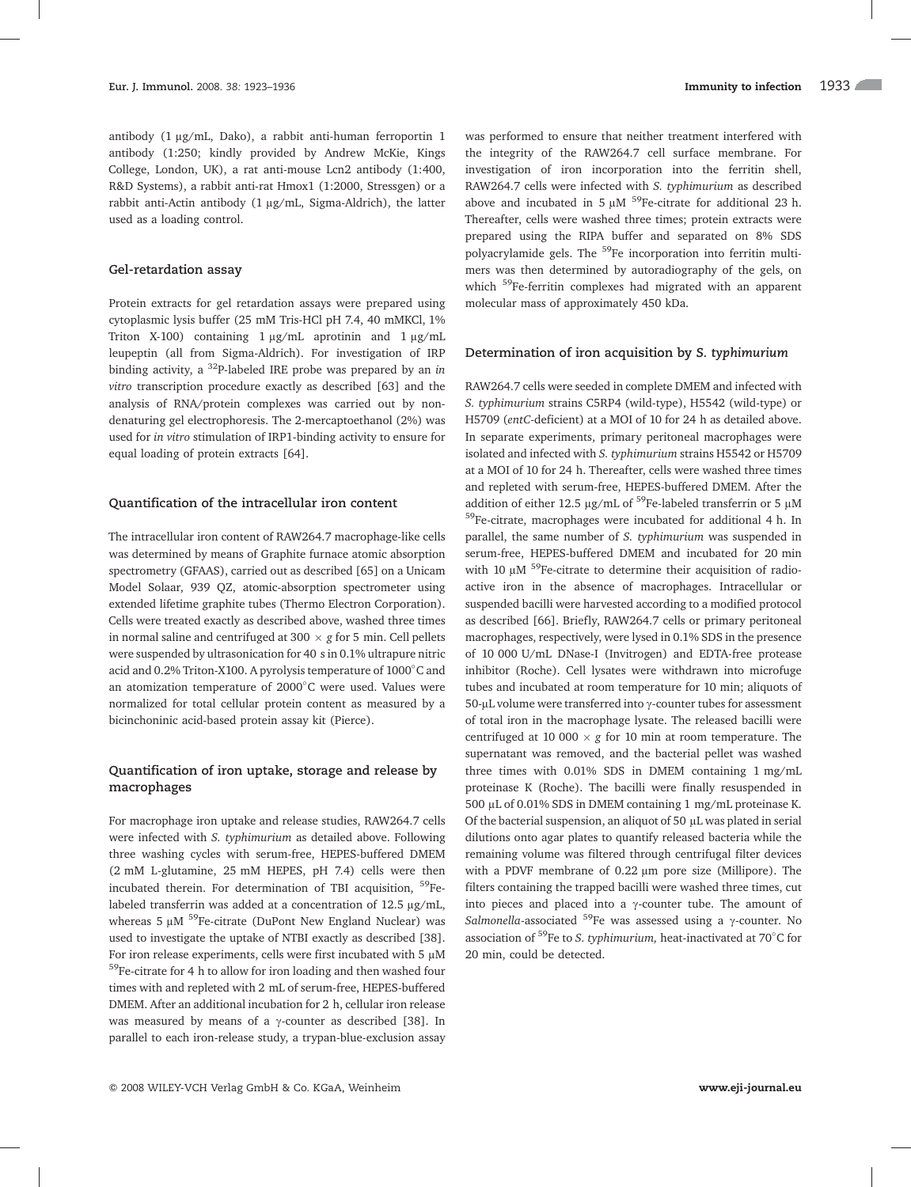antibody (1 μg/mL, Dako), a rabbit anti-human ferroportin 1 antibody (1:250; kindly provided by Andrew McKie, Kings College, London, UK), a rat anti-mouse Lcn2 antibody (1:400, R&D Systems), a rabbit anti-rat Hmox1 (1:2000, Stressgen) or a rabbit anti-Actin antibody (1 μg/mL, Sigma-Aldrich), the latter used as a loading control.

### Gel-retardation assay

Protein extracts for gel retardation assays were prepared using cytoplasmic lysis buffer (25 mM Tris-HCl pH 7.4, 40 mMKCl, 1% Triton X-100) containing 1 μg/mL aprotinin and 1 μg/mL leupeptin (all from Sigma-Aldrich). For investigation of IRP binding activity, a $^{32}$P-labeled IRE probe was prepared by an *in vitro* transcription procedure exactly as described [63] and the analysis of RNA/protein complexes was carried out by non-denaturing gel electrophoresis. The 2-mercaptoethanol (2%) was used for *in vitro* stimulation of IRP1-binding activity to ensure for equal loading of protein extracts [64].

### Quantification of the intracellular iron content

The intracellular iron content of RAW264.7 macrophage-like cells was determined by means of Graphite furnace atomic absorption spectrometry (GFAAS), carried out as described [65] on a Unicam Model Solaar, 939 QZ, atomic-absorption spectrometer using extended lifetime graphite tubes (Thermo Electron Corporation). Cells were treated exactly as described above, washed three times in normal saline and centrifuged at 300 × *g* for 5 min. Cell pellets were suspended by ultrasonication for 40 s in 0.1% ultrapure nitric acid and 0.2% Triton-X100. A pyrolysis temperature of 1000°C and an atomization temperature of 2000°C were used. Values were normalized for total cellular protein content as measured by a bicinchoninic acid-based protein assay kit (Pierce).

### Quantification of iron uptake, storage and release by macrophages

For macrophage iron uptake and release studies, RAW264.7 cells were infected with *S. typhimurium* as detailed above. Following three washing cycles with serum-free, HEPES-buffered DMEM (2 mM L-glutamine, 25 mM HEPES, pH 7.4) cells were then incubated therein. For determination of TBI acquisition, $^{59}$Fe-labeled transferrin was added at a concentration of 12.5 μg/mL, whereas 5 μM $^{59}$Fe-citrate (DuPont New England Nuclear) was used to investigate the uptake of NTBI exactly as described [38]. For iron release experiments, cells were first incubated with 5 μM $^{59}$Fe-citrate for 4 h to allow for iron loading and then washed four times with and repleted with 2 mL of serum-free, HEPES-buffered DMEM. After an additional incubation for 2 h, cellular iron release was measured by means of a γ-counter as described [38]. In parallel to each iron-release study, a trypan-blue-exclusion assay was performed to ensure that neither treatment interfered with the integrity of the RAW264.7 cell surface membrane. For investigation of iron incorporation into the ferritin shell, RAW264.7 cells were infected with *S. typhimurium* as described above and incubated in 5 μM $^{59}$Fe-citrate for additional 23 h. Thereafter, cells were washed three times; protein extracts were prepared using the RIPA buffer and separated on 8% SDS polyacrylamide gels. The $^{59}$Fe incorporation into ferritin multimers was then determined by autoradiography of the gels, on which $^{59}$Fe-ferritin complexes had migrated with an apparent molecular mass of approximately 450 kDa.

### Determination of iron acquisition by *S. typhimurium*

RAW264.7 cells were seeded in complete DMEM and infected with *S. typhimurium* strains C5RP4 (wild-type), H5542 (wild-type) or H5709 (*entC*-deficient) at a MOI of 10 for 24 h as detailed above. In separate experiments, primary peritoneal macrophages were isolated and infected with *S. typhimurium* strains H5542 or H5709 at a MOI of 10 for 24 h. Thereafter, cells were washed three times and repleted with serum-free, HEPES-buffered DMEM. After the addition of either 12.5 μg/mL of $^{59}$Fe-labeled transferrin or 5 μM $^{59}$Fe-citrate, macrophages were incubated for additional 4 h. In parallel, the same number of *S. typhimurium* was suspended in serum-free, HEPES-buffered DMEM and incubated for 20 min with 10 μM $^{59}$Fe-citrate to determine their acquisition of radioactive iron in the absence of macrophages. Intracellular or suspended bacilli were harvested according to a modified protocol as described [66]. Briefly, RAW264.7 cells or primary peritoneal macrophages, respectively, were lysed in 0.1% SDS in the presence of 10 000 U/mL DNase-I (Invitrogen) and EDTA-free protease inhibitor (Roche). Cell lysates were withdrawn into microfuge tubes and incubated at room temperature for 10 min; aliquots of 50-μL volume were transferred into γ-counter tubes for assessment of total iron in the macrophage lysate. The released bacilli were centrifuged at 10 000 × *g* for 10 min at room temperature. The supernatant was removed, and the bacterial pellet was washed three times with 0.01% SDS in DMEM containing 1 mg/mL proteinase K (Roche). The bacilli were finally resuspended in 500 μL of 0.01% SDS in DMEM containing 1 mg/mL proteinase K. Of the bacterial suspension, an aliquot of 50 μL was plated in serial dilutions onto agar plates to quantify released bacteria while the remaining volume was filtered through centrifugal filter devices with a PDVF membrane of 0.22 μm pore size (Millipore). The filters containing the trapped bacilli were washed three times, cut into pieces and placed into a γ-counter tube. The amount of *Salmonella*-associated $^{59}$Fe was assessed using a γ-counter. No association of $^{59}$Fe to *S. typhimurium,* heat-inactivated at 70°C for 20 min, could be detected.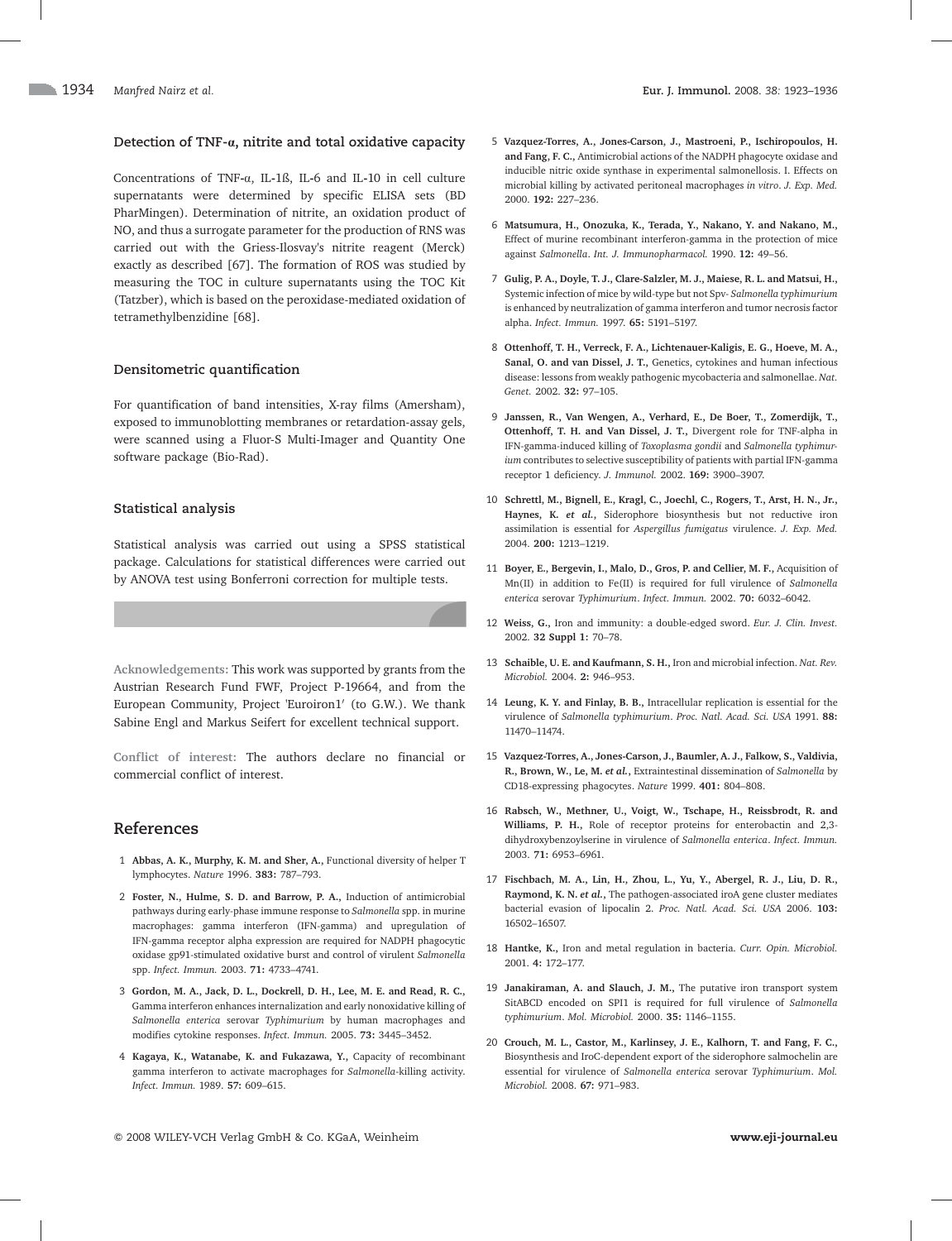### Detection of TNF-α, nitrite and total oxidative capacity

Concentrations of TNF-α, IL-1ß, IL-6 and IL-10 in cell culture supernatants were determined by specific ELISA sets (BD PharMingen). Determination of nitrite, an oxidation product of NO, and thus a surrogate parameter for the production of RNS was carried out with the Griess-Ilosvay's nitrite reagent (Merck) exactly as described [67]. The formation of ROS was studied by measuring the TOC in culture supernatants using the TOC Kit (Tatzber), which is based on the peroxidase-mediated oxidation of tetramethylbenzidine [68].

### Densitometric quantification

For quantification of band intensities, X-ray films (Amersham), exposed to immunoblotting membranes or retardation-assay gels, were scanned using a Fluor-S Multi-Imager and Quantity One software package (Bio-Rad).

### Statistical analysis

Statistical analysis was carried out using a SPSS statistical package. Calculations for statistical differences were carried out by ANOVA test using Bonferroni correction for multiple tests.

**Acknowledgements:** This work was supported by grants from the Austrian Research Fund FWF, Project P-19664, and from the European Community, Project 'Euroiron1' (to G.W.). We thank Sabine Engl and Markus Seifert for excellent technical support.

**Conflict of interest:** The authors declare no financial or commercial conflict of interest.

## References

1 **Abbas, A. K., Murphy, K. M. and Sher, A.,** Functional diversity of helper T lymphocytes. *Nature* 1996. **383:** 787–793.

2 **Foster, N., Hulme, S. D. and Barrow, P. A.,** Induction of antimicrobial pathways during early-phase immune response to *Salmonella* spp. in murine macrophages: gamma interferon (IFN-gamma) and upregulation of IFN-gamma receptor alpha expression are required for NADPH phagocytic oxidase gp91-stimulated oxidative burst and control of virulent *Salmonella* spp. *Infect. Immun.* 2003. **71:** 4733–4741.

3 **Gordon, M. A., Jack, D. L., Dockrell, D. H., Lee, M. E. and Read, R. C.,** Gamma interferon enhances internalization and early nonoxidative killing of *Salmonella enterica* serovar *Typhimurium* by human macrophages and modifies cytokine responses. *Infect. Immun.* 2005. **73:** 3445–3452.

4 **Kagaya, K., Watanabe, K. and Fukazawa, Y.,** Capacity of recombinant gamma interferon to activate macrophages for *Salmonella*-killing activity. *Infect. Immun.* 1989. **57:** 609–615.

5 **Vazquez-Torres, A., Jones-Carson, J., Mastroeni, P., Ischiropoulos, H. and Fang, F. C.,** Antimicrobial actions of the NADPH phagocyte oxidase and inducible nitric oxide synthase in experimental salmonellosis. I. Effects on microbial killing by activated peritoneal macrophages *in vitro*. *J. Exp. Med.* 2000. **192:** 227–236.

6 **Matsumura, H., Onozuka, K., Terada, Y., Nakano, Y. and Nakano, M.,** Effect of murine recombinant interferon-gamma in the protection of mice against *Salmonella*. *Int. J. Immunopharmacol.* 1990. **12:** 49–56.

7 **Gulig, P. A., Doyle, T. J., Clare-Salzler, M. J., Maiese, R. L. and Matsui, H.,** Systemic infection of mice by wild-type but not Spv- *Salmonella typhimurium* is enhanced by neutralization of gamma interferon and tumor necrosis factor alpha. *Infect. Immun.* 1997. **65:** 5191–5197.

8 **Ottenhoff, T. H., Verreck, F. A., Lichtenauer-Kaligis, E. G., Hoeve, M. A., Sanal, O. and van Dissel, J. T.,** Genetics, cytokines and human infectious disease: lessons from weakly pathogenic mycobacteria and salmonellae. *Nat. Genet.* 2002. **32:** 97–105.

9 **Janssen, R., Van Wengen, A., Verhard, E., De Boer, T., Zomerdijk, T., Ottenhoff, T. H. and Van Dissel, J. T.,** Divergent role for TNF-alpha in IFN-gamma-induced killing of *Toxoplasma gondii* and *Salmonella typhimurium* contributes to selective susceptibility of patients with partial IFN-gamma receptor 1 deficiency. *J. Immunol.* 2002. **169:** 3900–3907.

10 **Schrettl, M., Bignell, E., Kragl, C., Joechl, C., Rogers, T., Arst, H. N., Jr., Haynes, K. *et al.*,** Siderophore biosynthesis but not reductive iron assimilation is essential for *Aspergillus fumigatus* virulence. *J. Exp. Med.* 2004. **200:** 1213–1219.

11 **Boyer, E., Bergevin, I., Malo, D., Gros, P. and Cellier, M. F.,** Acquisition of Mn(II) in addition to Fe(II) is required for full virulence of *Salmonella enterica* serovar *Typhimurium*. *Infect. Immun.* 2002. **70:** 6032–6042.

12 **Weiss, G.,** Iron and immunity: a double-edged sword. *Eur. J. Clin. Invest.* 2002. **32 Suppl 1:** 70–78.

13 **Schaible, U. E. and Kaufmann, S. H.,** Iron and microbial infection. *Nat. Rev. Microbiol.* 2004. **2:** 946–953.

14 **Leung, K. Y. and Finlay, B. B.,** Intracellular replication is essential for the virulence of *Salmonella typhimurium*. *Proc. Natl. Acad. Sci. USA* 1991. **88:** 11470–11474.

15 **Vazquez-Torres, A., Jones-Carson, J., Baumler, A. J., Falkow, S., Valdivia, R., Brown, W., Le, M. *et al.*,** Extraintestinal dissemination of *Salmonella* by CD18-expressing phagocytes. *Nature* 1999. **401:** 804–808.

16 **Rabsch, W., Methner, U., Voigt, W., Tschape, H., Reissbrodt, R. and Williams, P. H.,** Role of receptor proteins for enterobactin and 2,3-dihydroxybenzoylserine in virulence of *Salmonella enterica*. *Infect. Immun.* 2003. **71:** 6953–6961.

17 **Fischbach, M. A., Lin, H., Zhou, L., Yu, Y., Abergel, R. J., Liu, D. R., Raymond, K. N. *et al.*,** The pathogen-associated iroA gene cluster mediates bacterial evasion of lipocalin 2. *Proc. Natl. Acad. Sci. USA* 2006. **103:** 16502–16507.

18 **Hantke, K.,** Iron and metal regulation in bacteria. *Curr. Opin. Microbiol.* 2001. **4:** 172–177.

19 **Janakiraman, A. and Slauch, J. M.,** The putative iron transport system SitABCD encoded on SPI1 is required for full virulence of *Salmonella typhimurium*. *Mol. Microbiol.* 2000. **35:** 1146–1155.

20 **Crouch, M. L., Castor, M., Karlinsey, J. E., Kalhorn, T. and Fang, F. C.,** Biosynthesis and IroC-dependent export of the siderophore salmochelin are essential for virulence of *Salmonella enterica* serovar *Typhimurium*. *Mol. Microbiol.* 2008. **67:** 971–983.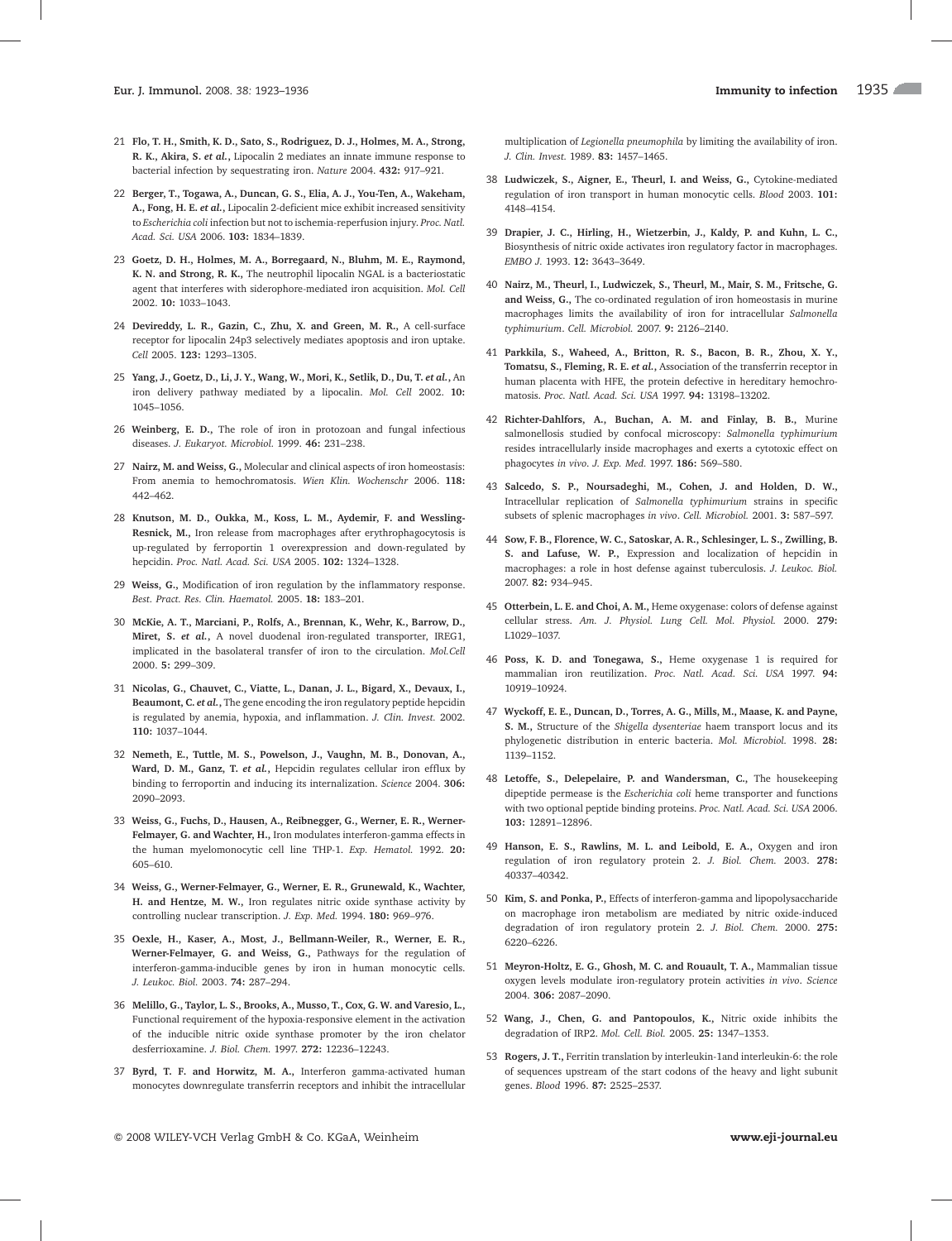21 **Flo, T. H., Smith, K. D., Sato, S., Rodriguez, D. J., Holmes, M. A., Strong, R. K., Akira, S. *et al.*,** Lipocalin 2 mediates an innate immune response to bacterial infection by sequestrating iron. *Nature* 2004. **432:** 917–921.

22 **Berger, T., Togawa, A., Duncan, G. S., Elia, A. J., You-Ten, A., Wakeham, A., Fong, H. E. *et al.*,** Lipocalin 2-deficient mice exhibit increased sensitivity to *Escherichia coli* infection but not to ischemia-reperfusion injury. *Proc. Natl. Acad. Sci. USA* 2006. **103:** 1834–1839.

23 **Goetz, D. H., Holmes, M. A., Borregaard, N., Bluhm, M. E., Raymond, K. N. and Strong, R. K.,** The neutrophil lipocalin NGAL is a bacteriostatic agent that interferes with siderophore-mediated iron acquisition. *Mol. Cell* 2002. **10:** 1033–1043.

24 **Devireddy, L. R., Gazin, C., Zhu, X. and Green, M. R.,** A cell-surface receptor for lipocalin 24p3 selectively mediates apoptosis and iron uptake. *Cell* 2005. **123:** 1293–1305.

25 **Yang, J., Goetz, D., Li, J. Y., Wang, W., Mori, K., Setlik, D., Du, T. *et al.*,** An iron delivery pathway mediated by a lipocalin. *Mol. Cell* 2002. **10:** 1045–1056.

26 **Weinberg, E. D.,** The role of iron in protozoan and fungal infectious diseases. *J. Eukaryot. Microbiol.* 1999. **46:** 231–238.

27 **Nairz, M. and Weiss, G.,** Molecular and clinical aspects of iron homeostasis: From anemia to hemochromatosis. *Wien Klin. Wochenschr* 2006. **118:** 442–462.

28 **Knutson, M. D., Oukka, M., Koss, L. M., Aydemir, F. and Wessling-Resnick, M.,** Iron release from macrophages after erythrophagocytosis is up-regulated by ferroportin 1 overexpression and down-regulated by hepcidin. *Proc. Natl. Acad. Sci. USA* 2005. **102:** 1324–1328.

29 **Weiss, G.,** Modification of iron regulation by the inflammatory response. *Best. Pract. Res. Clin. Haematol.* 2005. **18:** 183–201.

30 **McKie, A. T., Marciani, P., Rolfs, A., Brennan, K., Wehr, K., Barrow, D., Miret, S. *et al.*,** A novel duodenal iron-regulated transporter, IREG1, implicated in the basolateral transfer of iron to the circulation. *Mol.Cell* 2000. **5:** 299–309.

31 **Nicolas, G., Chauvet, C., Viatte, L., Danan, J. L., Bigard, X., Devaux, I., Beaumont, C. *et al.*,** The gene encoding the iron regulatory peptide hepcidin is regulated by anemia, hypoxia, and inflammation. *J. Clin. Invest.* 2002. **110:** 1037–1044.

32 **Nemeth, E., Tuttle, M. S., Powelson, J., Vaughn, M. B., Donovan, A., Ward, D. M., Ganz, T. *et al.*,** Hepcidin regulates cellular iron efflux by binding to ferroportin and inducing its internalization. *Science* 2004. **306:** 2090–2093.

33 **Weiss, G., Fuchs, D., Hausen, A., Reibnegger, G., Werner, E. R., Werner-Felmayer, G. and Wachter, H.,** Iron modulates interferon-gamma effects in the human myelomonocytic cell line THP-1. *Exp. Hematol.* 1992. **20:** 605–610.

34 **Weiss, G., Werner-Felmayer, G., Werner, E. R., Grunewald, K., Wachter, H. and Hentze, M. W.,** Iron regulates nitric oxide synthase activity by controlling nuclear transcription. *J. Exp. Med.* 1994. **180:** 969–976.

35 **Oexle, H., Kaser, A., Most, J., Bellmann-Weiler, R., Werner, E. R., Werner-Felmayer, G. and Weiss, G.,** Pathways for the regulation of interferon-gamma-inducible genes by iron in human monocytic cells. *J. Leukoc. Biol.* 2003. **74:** 287–294.

36 **Melillo, G., Taylor, L. S., Brooks, A., Musso, T., Cox, G. W. and Varesio, L.,** Functional requirement of the hypoxia-responsive element in the activation of the inducible nitric oxide synthase promoter by the iron chelator desferrioxamine. *J. Biol. Chem.* 1997. **272:** 12236–12243.

37 **Byrd, T. F. and Horwitz, M. A.,** Interferon gamma-activated human monocytes downregulate transferrin receptors and inhibit the intracellular multiplication of *Legionella pneumophila* by limiting the availability of iron. *J. Clin. Invest.* 1989. **83:** 1457–1465.

38 **Ludwiczek, S., Aigner, E., Theurl, I. and Weiss, G.,** Cytokine-mediated regulation of iron transport in human monocytic cells. *Blood* 2003. **101:** 4148–4154.

39 **Drapier, J. C., Hirling, H., Wietzerbin, J., Kaldy, P. and Kuhn, L. C.,** Biosynthesis of nitric oxide activates iron regulatory factor in macrophages. *EMBO J.* 1993. **12:** 3643–3649.

40 **Nairz, M., Theurl, I., Ludwiczek, S., Theurl, M., Mair, S. M., Fritsche, G. and Weiss, G.,** The co-ordinated regulation of iron homeostasis in murine macrophages limits the availability of iron for intracellular *Salmonella typhimurium*. *Cell. Microbiol.* 2007. **9:** 2126–2140.

41 **Parkkila, S., Waheed, A., Britton, R. S., Bacon, B. R., Zhou, X. Y., Tomatsu, S., Fleming, R. E. *et al.*,** Association of the transferrin receptor in human placenta with HFE, the protein defective in hereditary hemochromatosis. *Proc. Natl. Acad. Sci. USA* 1997. **94:** 13198–13202.

42 **Richter-Dahlfors, A., Buchan, A. M. and Finlay, B. B.,** Murine salmonellosis studied by confocal microscopy: *Salmonella typhimurium* resides intracellularly inside macrophages and exerts a cytotoxic effect on phagocytes *in vivo*. *J. Exp. Med.* 1997. **186:** 569–580.

43 **Salcedo, S. P., Noursadeghi, M., Cohen, J. and Holden, D. W.,** Intracellular replication of *Salmonella typhimurium* strains in specific subsets of splenic macrophages *in vivo*. *Cell. Microbiol.* 2001. **3:** 587–597.

44 **Sow, F. B., Florence, W. C., Satoskar, A. R., Schlesinger, L. S., Zwilling, B. S. and Lafuse, W. P.,** Expression and localization of hepcidin in macrophages: a role in host defense against tuberculosis. *J. Leukoc. Biol.* 2007. **82:** 934–945.

45 **Otterbein, L. E. and Choi, A. M.,** Heme oxygenase: colors of defense against cellular stress. *Am. J. Physiol. Lung Cell. Mol. Physiol.* 2000. **279:** L1029–1037.

46 **Poss, K. D. and Tonegawa, S.,** Heme oxygenase 1 is required for mammalian iron reutilization. *Proc. Natl. Acad. Sci. USA* 1997. **94:** 10919–10924.

47 **Wyckoff, E. E., Duncan, D., Torres, A. G., Mills, M., Maase, K. and Payne, S. M.,** Structure of the *Shigella dysenteriae* haem transport locus and its phylogenetic distribution in enteric bacteria. *Mol. Microbiol.* 1998. **28:** 1139–1152.

48 **Letoffe, S., Delepelaire, P. and Wandersman, C.,** The housekeeping dipeptide permease is the *Escherichia coli* heme transporter and functions with two optional peptide binding proteins. *Proc. Natl. Acad. Sci. USA* 2006. **103:** 12891–12896.

49 **Hanson, E. S., Rawlins, M. L. and Leibold, E. A.,** Oxygen and iron regulation of iron regulatory protein 2. *J. Biol. Chem.* 2003. **278:** 40337–40342.

50 **Kim, S. and Ponka, P.,** Effects of interferon-gamma and lipopolysaccharide on macrophage iron metabolism are mediated by nitric oxide-induced degradation of iron regulatory protein 2. *J. Biol. Chem.* 2000. **275:** 6220–6226.

51 **Meyron-Holtz, E. G., Ghosh, M. C. and Rouault, T. A.,** Mammalian tissue oxygen levels modulate iron-regulatory protein activities *in vivo*. *Science* 2004. **306:** 2087–2090.

52 **Wang, J., Chen, G. and Pantopoulos, K.,** Nitric oxide inhibits the degradation of IRP2. *Mol. Cell. Biol.* 2005. **25:** 1347–1353.

53 **Rogers, J. T.,** Ferritin translation by interleukin-1and interleukin-6: the role of sequences upstream of the start codons of the heavy and light subunit genes. *Blood* 1996. **87:** 2525–2537.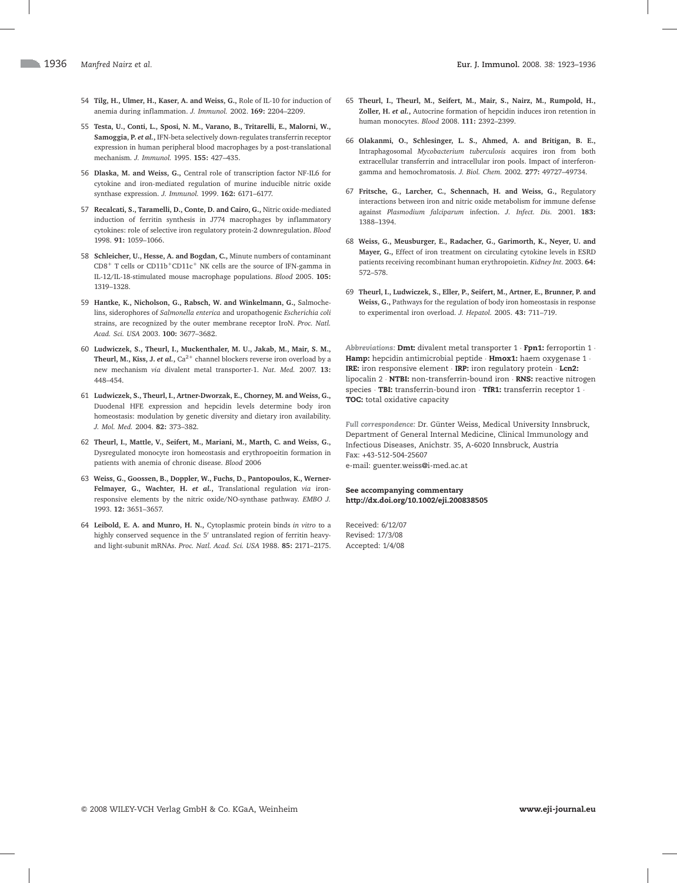54 **Tilg, H., Ulmer, H., Kaser, A. and Weiss, G.,** Role of IL-10 for induction of anemia during inflammation. *J. Immunol.* 2002. **169:** 2204–2209.

55 **Testa, U., Conti, L., Sposi, N. M., Varano, B., Tritarelli, E., Malorni, W., Samoggia, P. *et al.*,** IFN-beta selectively down-regulates transferrin receptor expression in human peripheral blood macrophages by a post-translational mechanism. *J. Immunol.* 1995. **155:** 427–435.

56 **Dlaska, M. and Weiss, G.,** Central role of transcription factor NF-IL6 for cytokine and iron-mediated regulation of murine inducible nitric oxide synthase expression. *J. Immunol.* 1999. **162:** 6171–6177.

57 **Recalcati, S., Taramelli, D., Conte, D. and Cairo, G.,** Nitric oxide-mediated induction of ferritin synthesis in J774 macrophages by inflammatory cytokines: role of selective iron regulatory protein-2 downregulation. *Blood* 1998. **91:** 1059–1066.

58 **Schleicher, U., Hesse, A. and Bogdan, C.,** Minute numbers of contaminant $CD8^+$ T cells or $CD11b^+CD11c^+$ NK cells are the source of IFN-gamma in IL-12/IL-18-stimulated mouse macrophage populations. *Blood* 2005. **105:** 1319–1328.

59 **Hantke, K., Nicholson, G., Rabsch, W. and Winkelmann, G.,** Salmochelins, siderophores of *Salmonella enterica* and uropathogenic *Escherichia coli* strains, are recognized by the outer membrane receptor IroN. *Proc. Natl. Acad. Sci. USA* 2003. **100:** 3677–3682.

60 **Ludwiczek, S., Theurl, I., Muckenthaler, M. U., Jakab, M., Mair, S. M., Theurl, M., Kiss, J. *et al.*,** $Ca^{2+}$ channel blockers reverse iron overload by a new mechanism *via* divalent metal transporter-1. *Nat. Med.* 2007. **13:** 448–454.

61 **Ludwiczek, S., Theurl, I., Artner-Dworzak, E., Chorney, M. and Weiss, G.,** Duodenal HFE expression and hepcidin levels determine body iron homeostasis: modulation by genetic diversity and dietary iron availability. *J. Mol. Med.* 2004. **82:** 373–382.

62 **Theurl, I., Mattle, V., Seifert, M., Mariani, M., Marth, C. and Weiss, G.,** Dysregulated monocyte iron homeostasis and erythropoeitin formation in patients with anemia of chronic disease. *Blood* 2006

63 **Weiss, G., Goossen, B., Doppler, W., Fuchs, D., Pantopoulos, K., Werner-Felmayer, G., Wachter, H. *et al.*,** Translational regulation *via* iron-responsive elements by the nitric oxide/NO-synthase pathway. *EMBO J.* 1993. **12:** 3651–3657.

64 **Leibold, E. A. and Munro, H. N.,** Cytoplasmic protein binds *in vitro* to a highly conserved sequence in the 5′ untranslated region of ferritin heavy- and light-subunit mRNAs. *Proc. Natl. Acad. Sci. USA* 1988. **85:** 2171–2175.

65 **Theurl, I., Theurl, M., Seifert, M., Mair, S., Nairz, M., Rumpold, H., Zoller, H. *et al.*,** Autocrine formation of hepcidin induces iron retention in human monocytes. *Blood* 2008. **111:** 2392–2399.

66 **Olakanmi, O., Schlesinger, L. S., Ahmed, A. and Britigan, B. E.,** Intraphagosomal *Mycobacterium tuberculosis* acquires iron from both extracellular transferrin and intracellular iron pools. Impact of interferon-gamma and hemochromatosis. *J. Biol. Chem.* 2002. **277:** 49727–49734.

67 **Fritsche, G., Larcher, C., Schennach, H. and Weiss, G.,** Regulatory interactions between iron and nitric oxide metabolism for immune defense against *Plasmodium falciparum* infection. *J. Infect. Dis.* 2001. **183:** 1388–1394.

68 **Weiss, G., Meusburger, E., Radacher, G., Garimorth, K., Neyer, U. and Mayer, G.,** Effect of iron treatment on circulating cytokine levels in ESRD patients receiving recombinant human erythropoietin. *Kidney Int.* 2003. **64:** 572–578.

69 **Theurl, I., Ludwiczek, S., Eller, P., Seifert, M., Artner, E., Brunner, P. and Weiss, G.,** Pathways for the regulation of body iron homeostasis in response to experimental iron overload. *J. Hepatol.* 2005. **43:** 711–719.

*Abbreviations:* **Dmt:** divalent metal transporter 1 · **Fpn1:** ferroportin 1 · **Hamp:** hepcidin antimicrobial peptide · **Hmox1:** haem oxygenase 1 · **IRE:** iron responsive element · **IRP:** iron regulatory protein · **Lcn2:** lipocalin 2 · **NTBI:** non-transferrin-bound iron · **RNS:** reactive nitrogen species · **TBI:** transferrin-bound iron · **TfR1:** transferrin receptor 1 · **TOC:** total oxidative capacity

*Full correspondence:* Dr. Günter Weiss, Medical University Innsbruck, Department of General Internal Medicine, Clinical Immunology and Infectious Diseases, Anichstr. 35, A-6020 Innsbruck, Austria
Fax: +43-512-504-25607
e-mail: guenter.weiss@i-med.ac.at

**See accompanying commentary**
**http://dx.doi.org/10.1002/eji.200838505**

Received: 6/12/07
Revised: 17/3/08
Accepted: 1/4/08